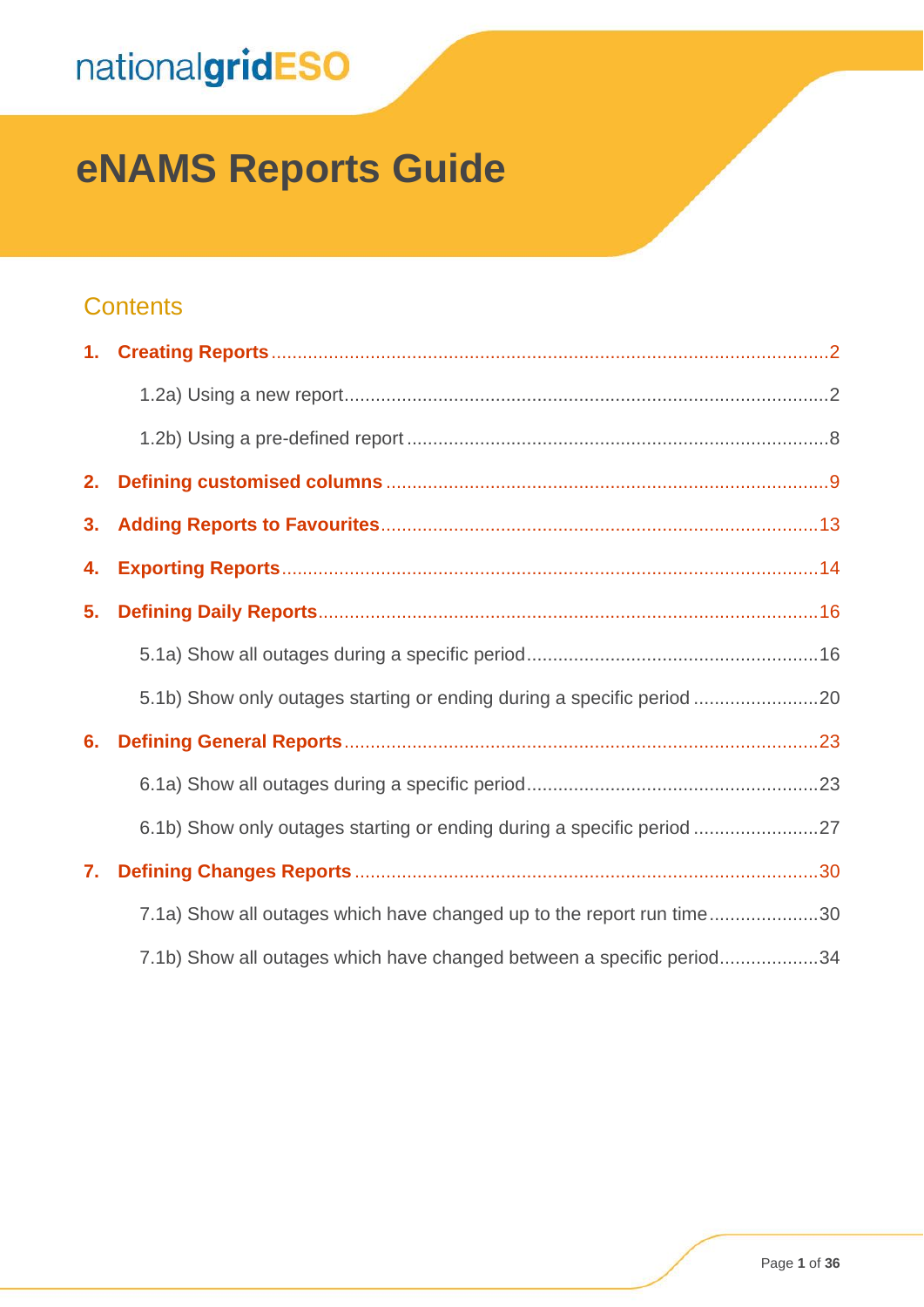nationalgridESO

# eNAMS Reports Guide

## Contents

1. **Creating Reports** .......... 2
   - 1.2a) Using a new report .......... 2
   - 1.2b) Using a pre-defined report .......... 8
2. **Defining customised columns** .......... 9
3. **Adding Reports to Favourites** .......... 13
4. **Exporting Reports** .......... 14
5. **Defining Daily Reports** .......... 16
   - 5.1a) Show all outages during a specific period .......... 16
   - 5.1b) Show only outages starting or ending during a specific period .......... 20
6. **Defining General Reports** .......... 23
   - 6.1a) Show all outages during a specific period .......... 23
   - 6.1b) Show only outages starting or ending during a specific period .......... 27
7. **Defining Changes Reports** .......... 30
   - 7.1a) Show all outages which have changed up to the report run time .......... 30
   - 7.1b) Show all outages which have changed between a specific period .......... 34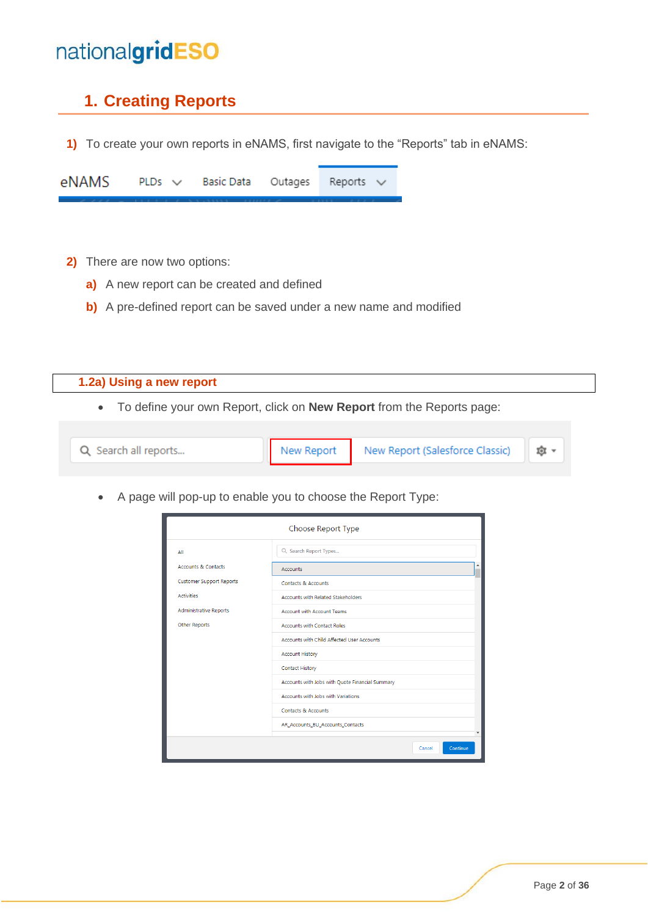# 1. Creating Reports

1) To create your own reports in eNAMS, first navigate to the “Reports” tab in eNAMS:

2) There are now two options:

   a) A new report can be created and defined

   b) A pre-defined report can be saved under a new name and modified

## 1.2a) Using a new report

- To define your own Report, click on **New Report** from the Reports page:

- A page will pop-up to enable you to choose the Report Type: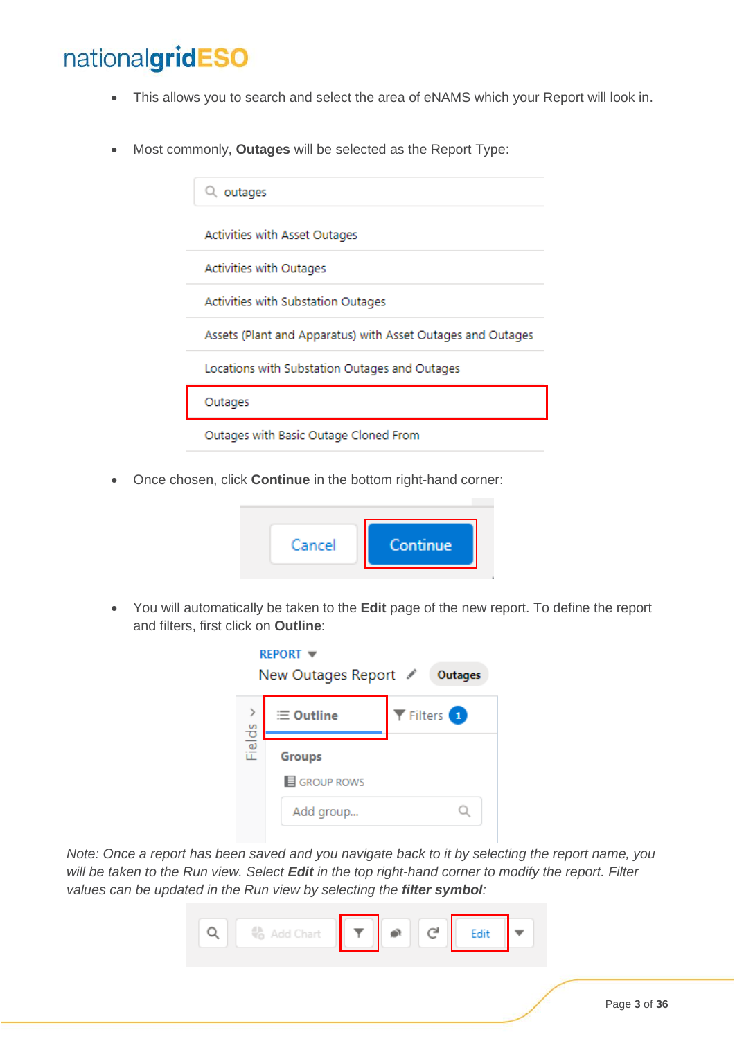- This allows you to search and select the area of eNAMS which your Report will look in.

- Most commonly, **Outages** will be selected as the Report Type:

- Once chosen, click **Continue** in the bottom right-hand corner:

- You will automatically be taken to the **Edit** page of the new report. To define the report and filters, first click on **Outline**:

*Note: Once a report has been saved and you navigate back to it by selecting the report name, you will be taken to the Run view. Select* ***Edit*** *in the top right-hand corner to modify the report. Filter values can be updated in the Run view by selecting the* ***filter symbol****:*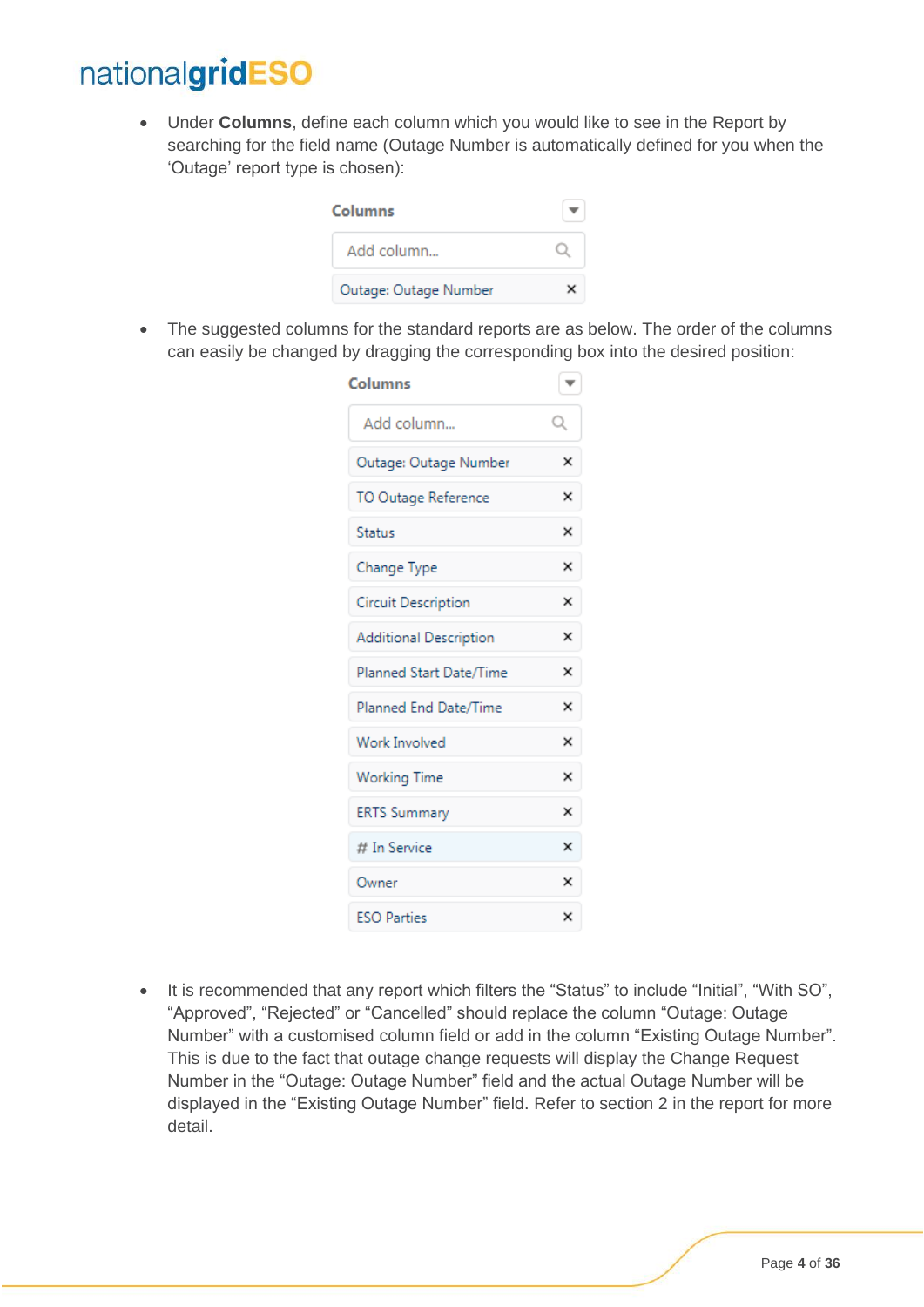- Under **Columns**, define each column which you would like to see in the Report by searching for the field name (Outage Number is automatically defined for you when the 'Outage' report type is chosen):

Columns

Add column...

Outage: Outage Number ×

- The suggested columns for the standard reports are as below. The order of the columns can easily be changed by dragging the corresponding box into the desired position:

Columns

Add column...

Outage: Outage Number ×

TO Outage Reference ×

Status ×

Change Type ×

Circuit Description ×

Additional Description ×

Planned Start Date/Time ×

Planned End Date/Time ×

Work Involved ×

Working Time ×

ERTS Summary ×

# In Service ×

Owner ×

ESO Parties ×

- It is recommended that any report which filters the "Status" to include "Initial", "With SO", "Approved", "Rejected" or "Cancelled" should replace the column "Outage: Outage Number" with a customised column field or add in the column "Existing Outage Number". This is due to the fact that outage change requests will display the Change Request Number in the "Outage: Outage Number" field and the actual Outage Number will be displayed in the "Existing Outage Number" field. Refer to section 2 in the report for more detail.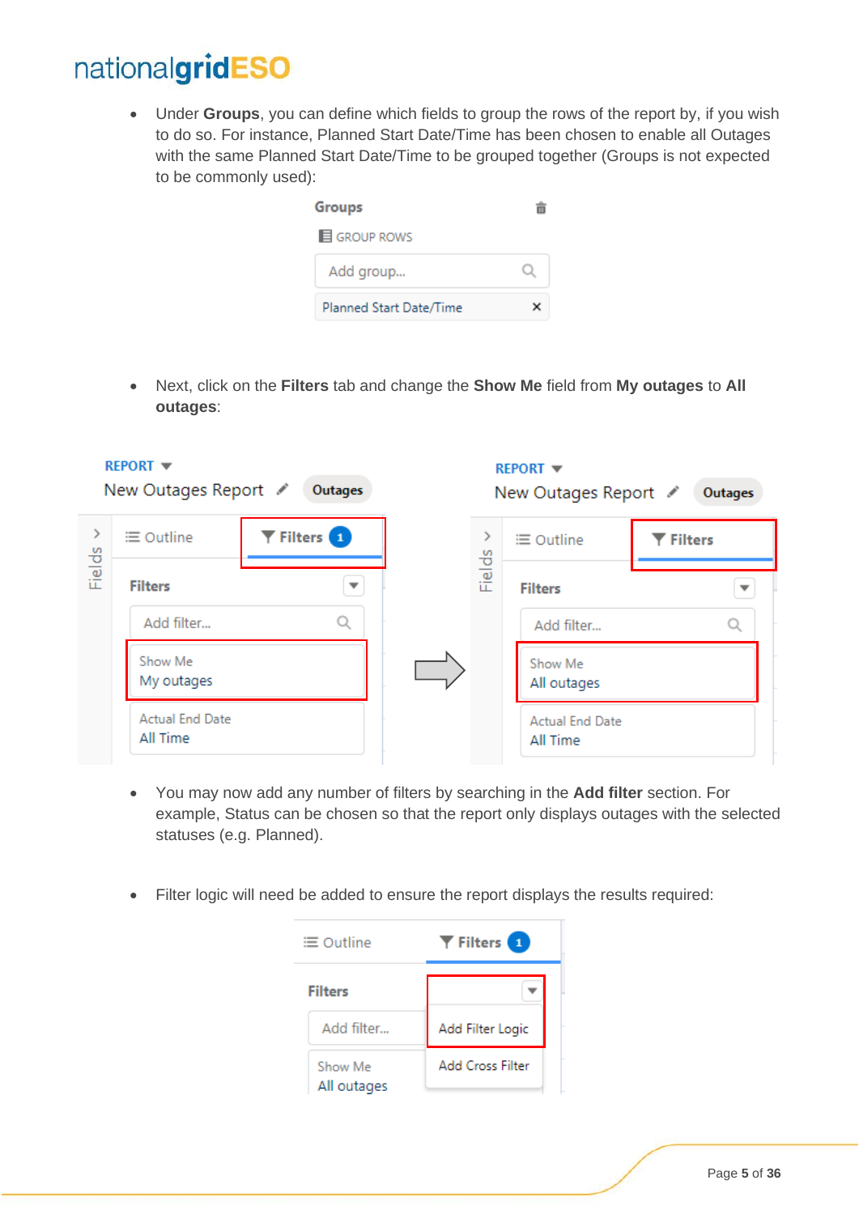- Under **Groups**, you can define which fields to group the rows of the report by, if you wish to do so. For instance, Planned Start Date/Time has been chosen to enable all Outages with the same Planned Start Date/Time to be grouped together (Groups is not expected to be commonly used):

- Next, click on the **Filters** tab and change the **Show Me** field from **My outages** to **All outages**:

- You may now add any number of filters by searching in the **Add filter** section. For example, Status can be chosen so that the report only displays outages with the selected statuses (e.g. Planned).

- Filter logic will need be added to ensure the report displays the results required: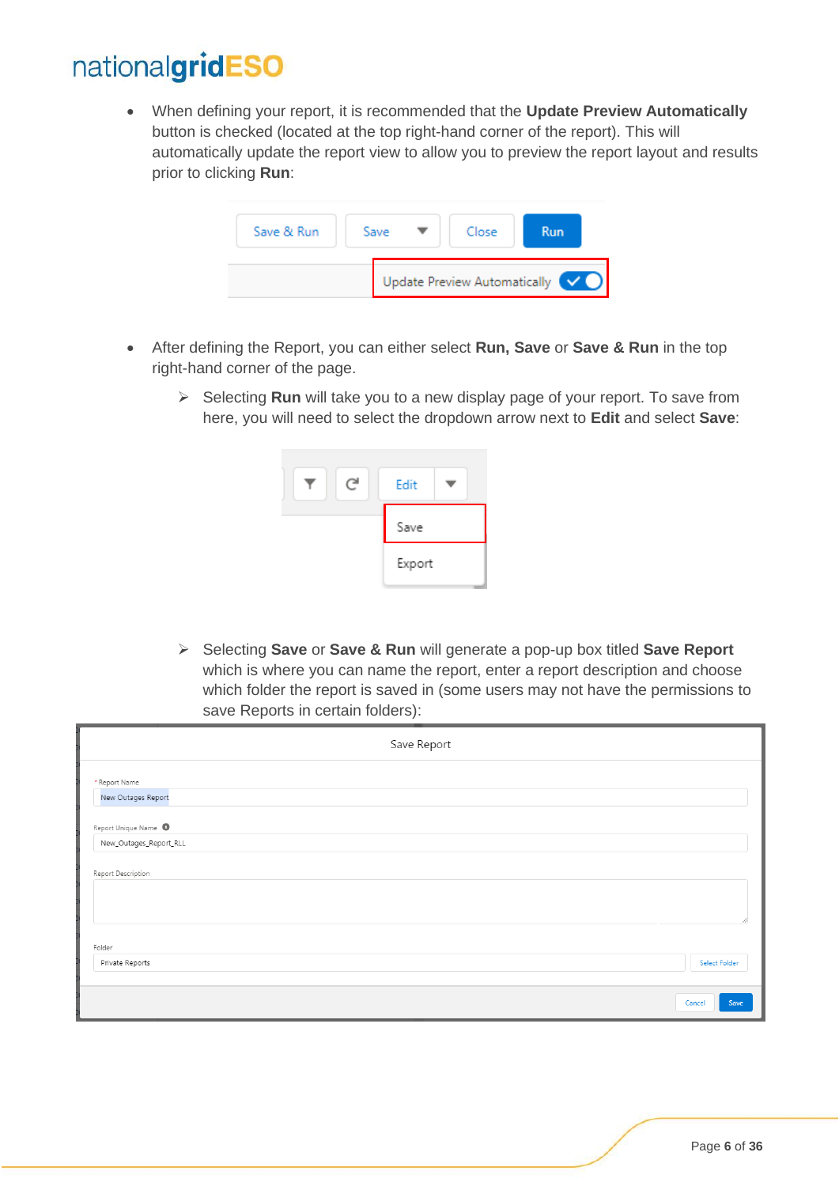- When defining your report, it is recommended that the **Update Preview Automatically** button is checked (located at the top right-hand corner of the report). This will automatically update the report view to allow you to preview the report layout and results prior to clicking **Run**:

- After defining the Report, you can either select **Run, Save** or **Save & Run** in the top right-hand corner of the page.
  - Selecting **Run** will take you to a new display page of your report. To save from here, you will need to select the dropdown arrow next to **Edit** and select **Save**:
  - Selecting **Save** or **Save & Run** will generate a pop-up box titled **Save Report** which is where you can name the report, enter a report description and choose which folder the report is saved in (some users may not have the permissions to save Reports in certain folders):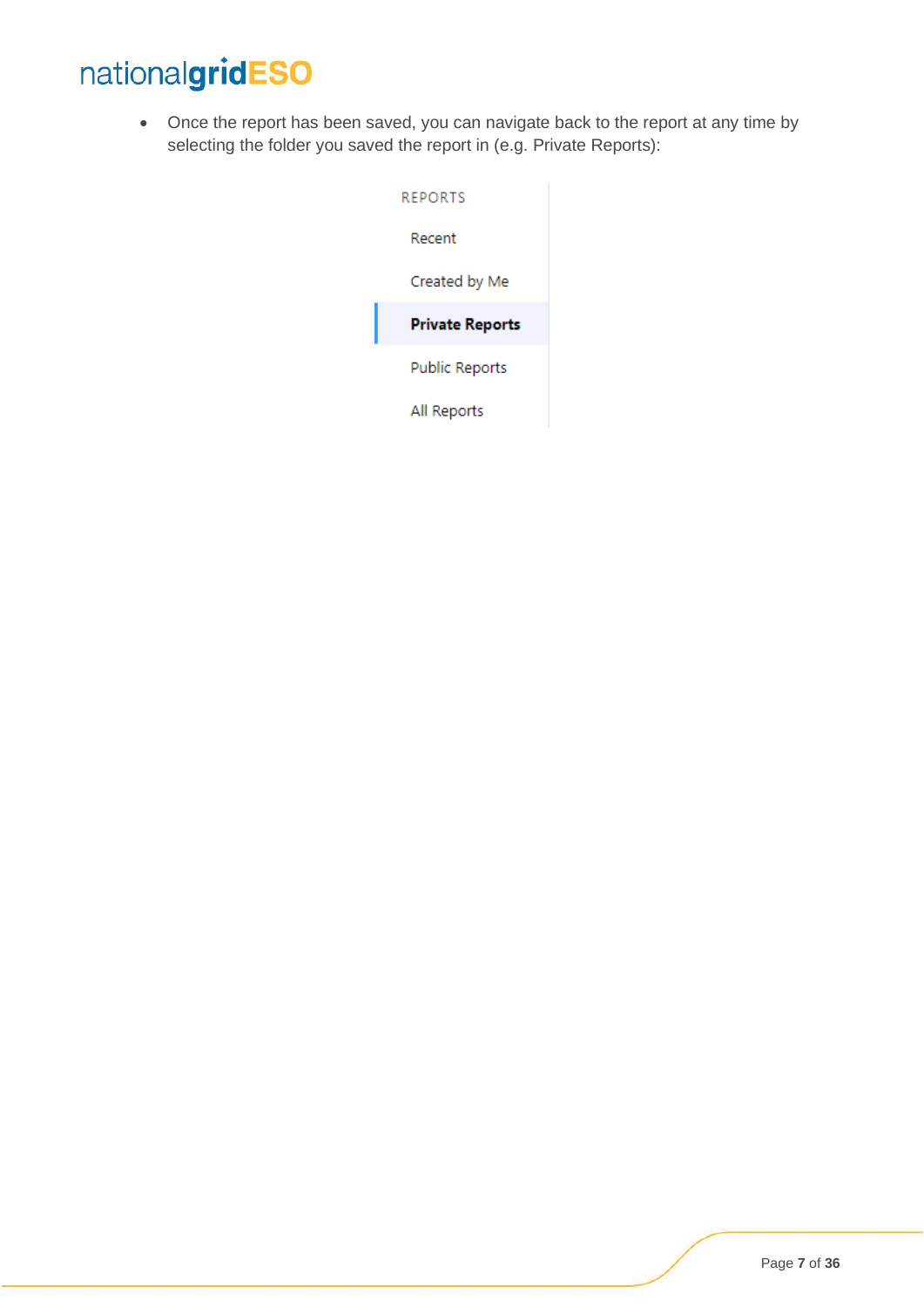- Once the report has been saved, you can navigate back to the report at any time by selecting the folder you saved the report in (e.g. Private Reports):

REPORTS

Recent

Created by Me

**Private Reports**

Public Reports

All Reports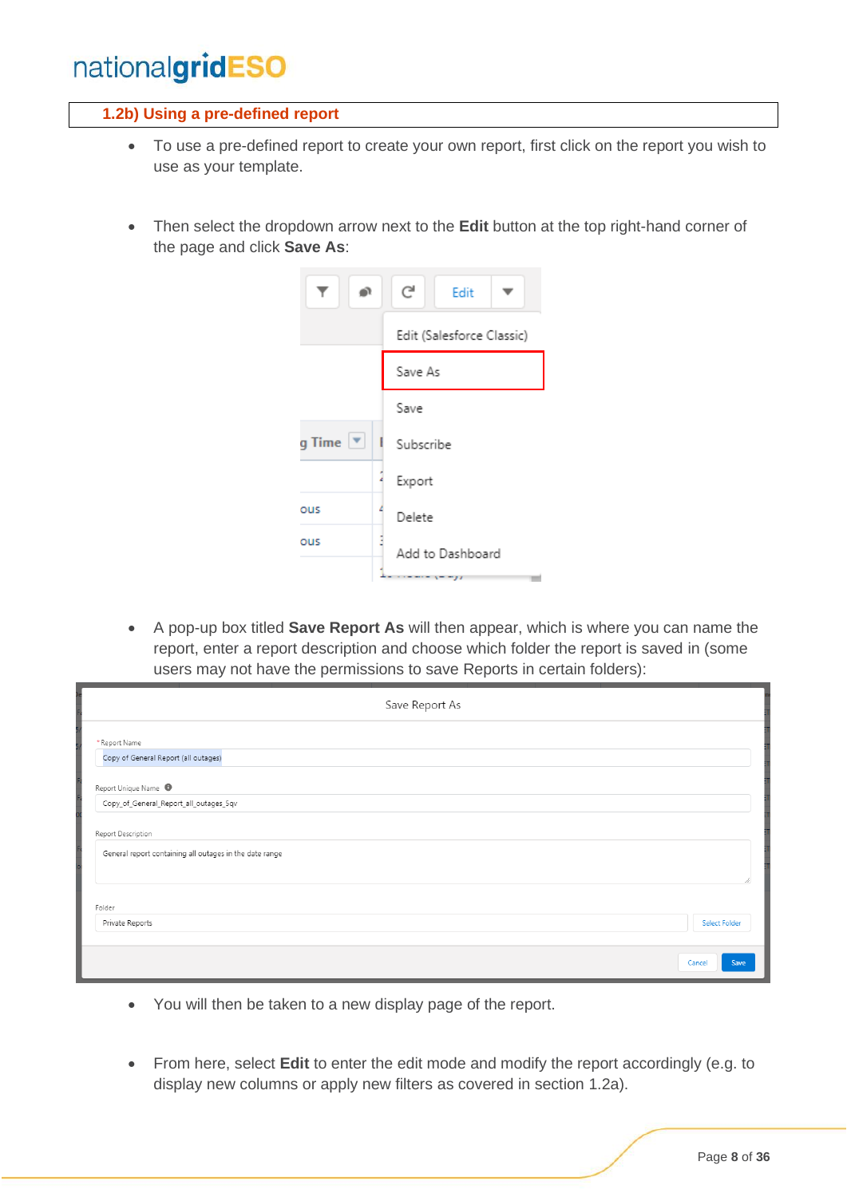## 1.2b) Using a pre-defined report

- To use a pre-defined report to create your own report, first click on the report you wish to use as your template.

- Then select the dropdown arrow next to the **Edit** button at the top right-hand corner of the page and click **Save As**:

- A pop-up box titled **Save Report As** will then appear, which is where you can name the report, enter a report description and choose which folder the report is saved in (some users may not have the permissions to save Reports in certain folders):

- You will then be taken to a new display page of the report.

- From here, select **Edit** to enter the edit mode and modify the report accordingly (e.g. to display new columns or apply new filters as covered in section 1.2a).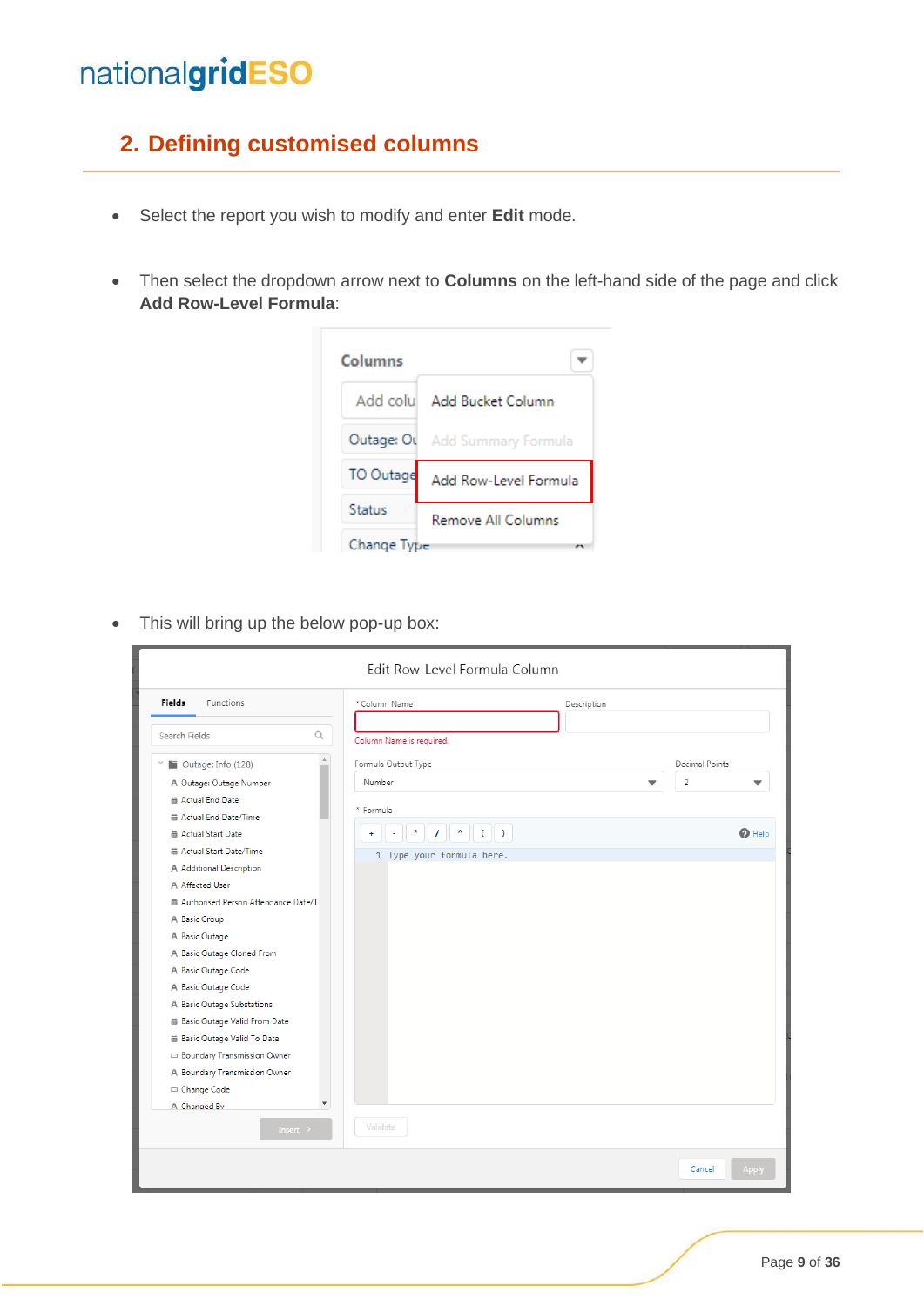## 2. Defining customised columns

- Select the report you wish to modify and enter **Edit** mode.

- Then select the dropdown arrow next to **Columns** on the left-hand side of the page and click **Add Row-Level Formula**:

- This will bring up the below pop-up box: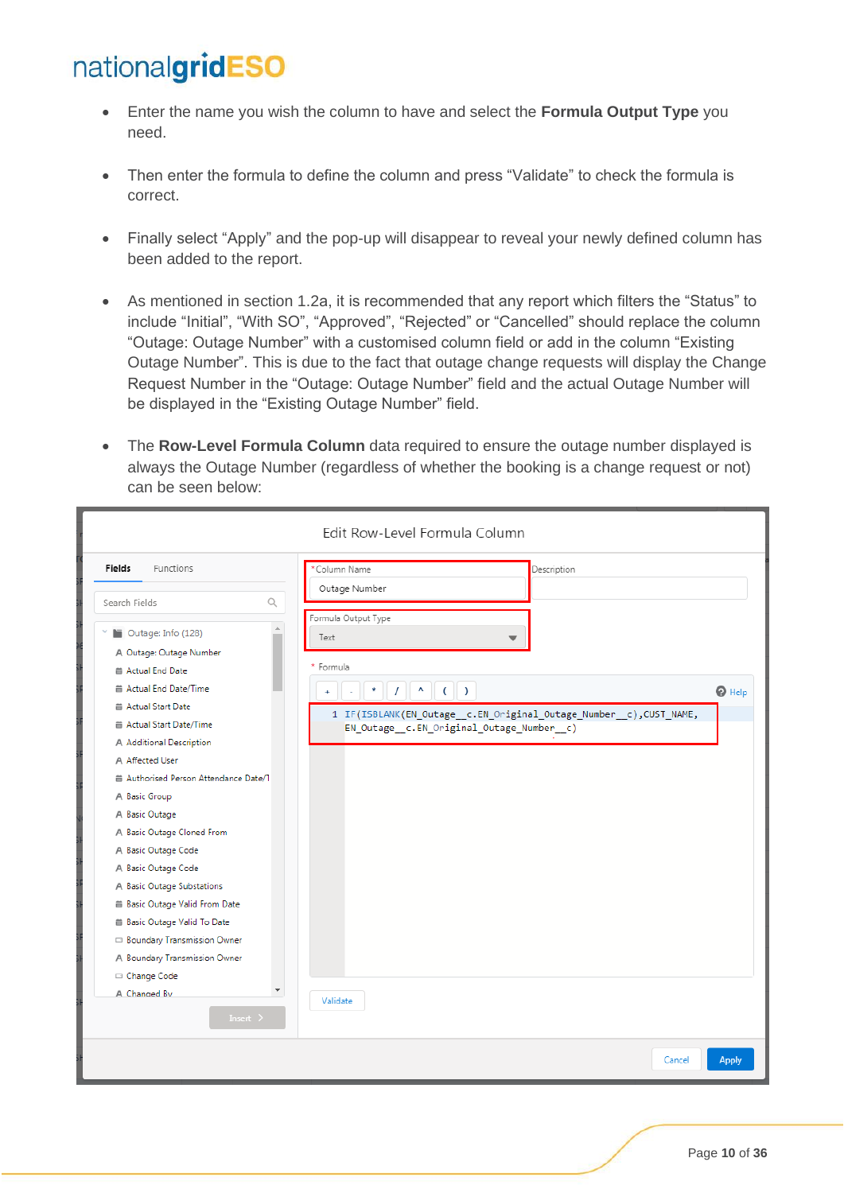- Enter the name you wish the column to have and select the **Formula Output Type** you need.

- Then enter the formula to define the column and press "Validate" to check the formula is correct.

- Finally select "Apply" and the pop-up will disappear to reveal your newly defined column has been added to the report.

- As mentioned in section 1.2a, it is recommended that any report which filters the "Status" to include "Initial", "With SO", "Approved", "Rejected" or "Cancelled" should replace the column "Outage: Outage Number" with a customised column field or add in the column "Existing Outage Number". This is due to the fact that outage change requests will display the Change Request Number in the "Outage: Outage Number" field and the actual Outage Number will be displayed in the "Existing Outage Number" field.

- The **Row-Level Formula Column** data required to ensure the outage number displayed is always the Outage Number (regardless of whether the booking is a change request or not) can be seen below:

Edit Row-Level Formula Column

Fields | Functions

Column Name: Outage Number

Formula Output Type: Text

Formula:

```
IF(ISBLANK(EN_Outage__c.EN_Original_Outage_Number__c),CUST_NAME,
EN_Outage__c.EN_Original_Outage_Number__c)
```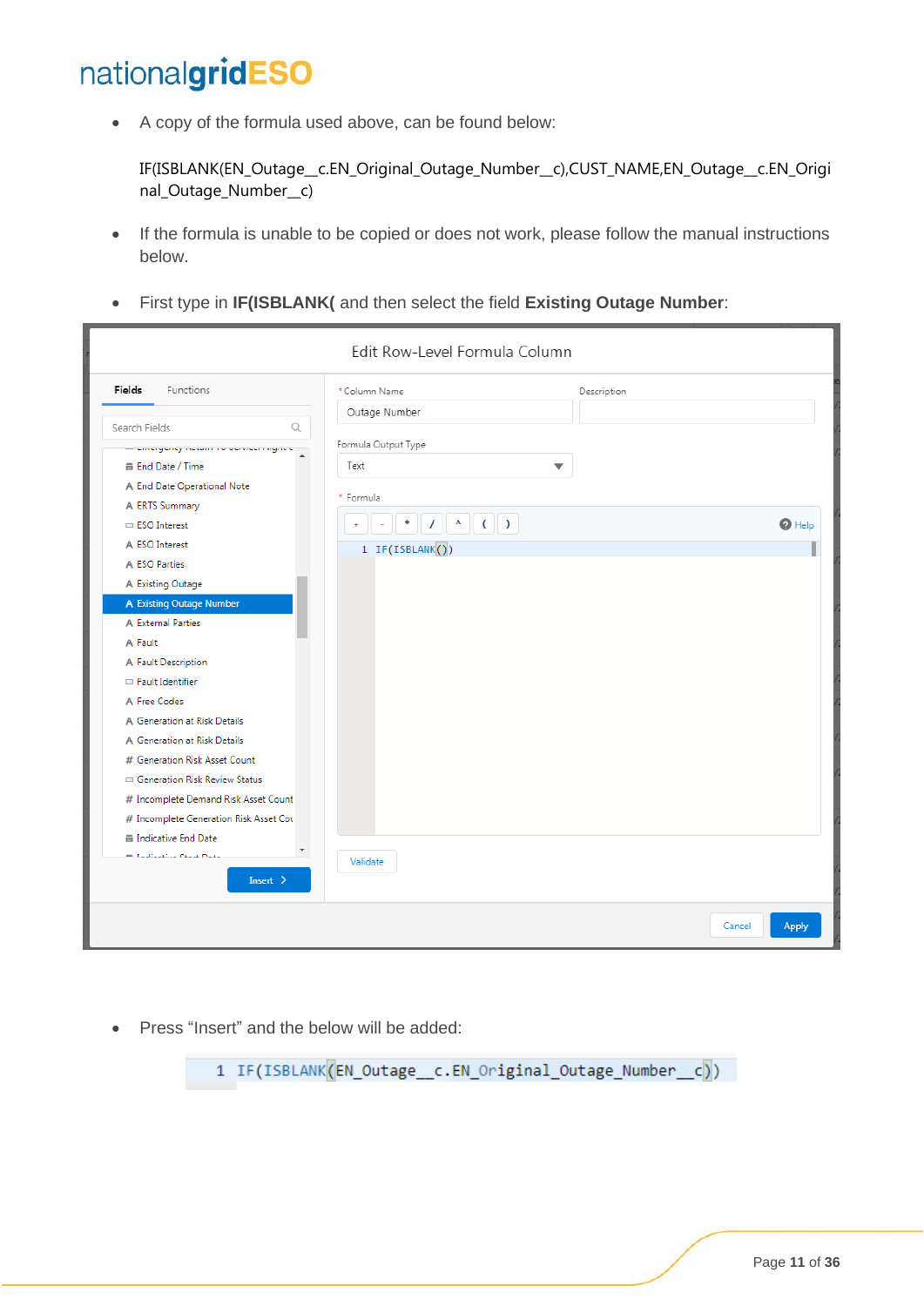- A copy of the formula used above, can be found below:

  IF(ISBLANK(EN_Outage__c.EN_Original_Outage_Number__c),CUST_NAME,EN_Outage__c.EN_Original_Outage_Number__c)

- If the formula is unable to be copied or does not work, please follow the manual instructions below.

- First type in **IF(ISBLANK(** and then select the field **Existing Outage Number**:

- Press "Insert" and the below will be added:

```
1  IF(ISBLANK(EN_Outage__c.EN_Original_Outage_Number__c))
```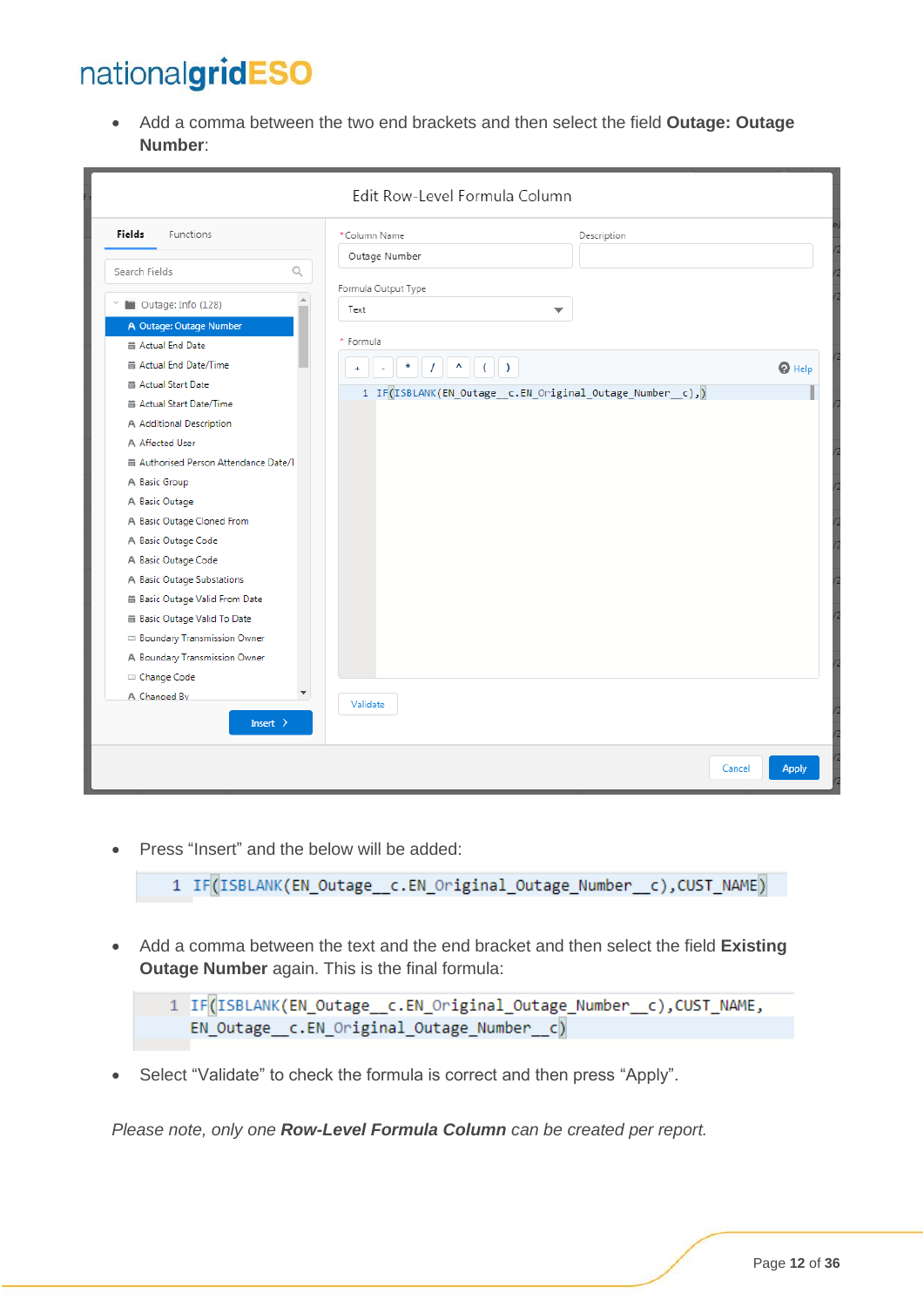- Add a comma between the two end brackets and then select the field **Outage: Outage Number**:

- Press “Insert” and the below will be added:

```
1  IF(ISBLANK(EN_Outage__c.EN_Original_Outage_Number__c),CUST_NAME)
```

- Add a comma between the text and the end bracket and then select the field **Existing Outage Number** again. This is the final formula:

```
1  IF(ISBLANK(EN_Outage__c.EN_Original_Outage_Number__c),CUST_NAME,
   EN_Outage__c.EN_Original_Outage_Number__c)
```

- Select “Validate” to check the formula is correct and then press “Apply”.

*Please note, only one **Row-Level Formula Column** can be created per report.*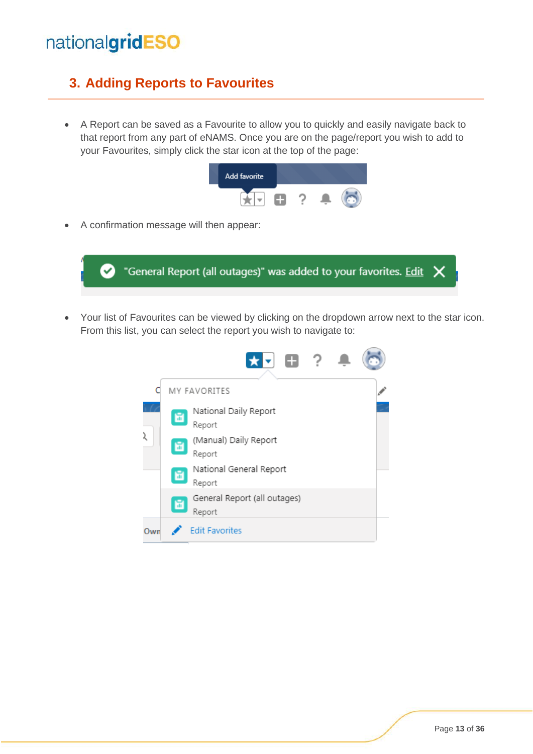## 3. Adding Reports to Favourites

- A Report can be saved as a Favourite to allow you to quickly and easily navigate back to that report from any part of eNAMS. Once you are on the page/report you wish to add to your Favourites, simply click the star icon at the top of the page:

- A confirmation message will then appear:

- Your list of Favourites can be viewed by clicking on the dropdown arrow next to the star icon. From this list, you can select the report you wish to navigate to: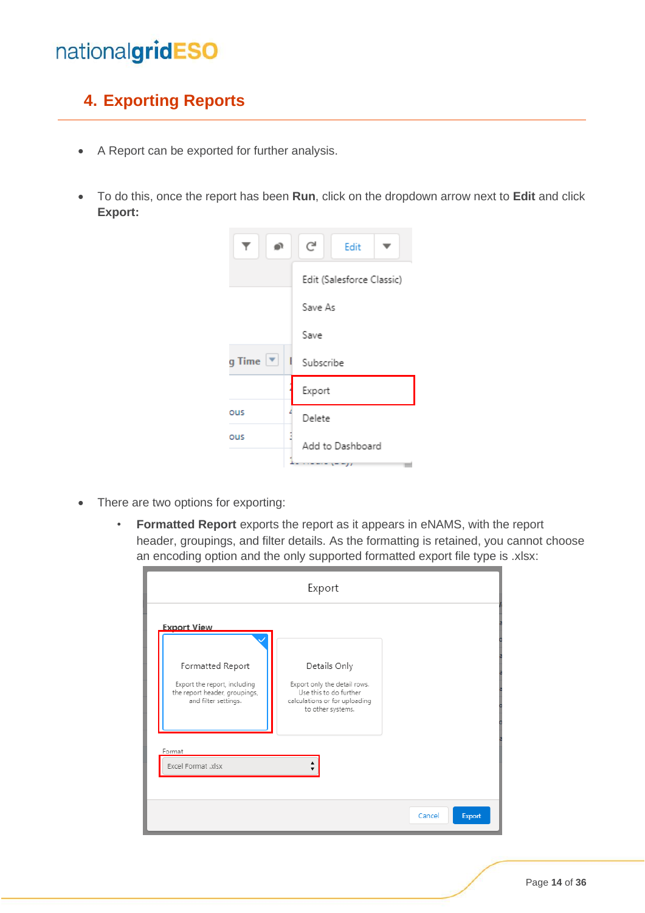## 4. Exporting Reports

- A Report can be exported for further analysis.

- To do this, once the report has been **Run**, click on the dropdown arrow next to **Edit** and click **Export:**

- There are two options for exporting:
  - **Formatted Report** exports the report as it appears in eNAMS, with the report header, groupings, and filter details. As the formatting is retained, you cannot choose an encoding option and the only supported formatted export file type is .xlsx: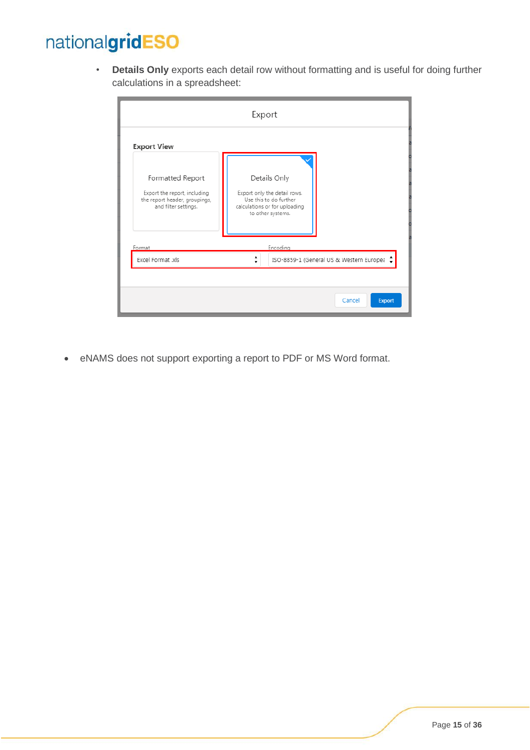- **Details Only** exports each detail row without formatting and is useful for doing further calculations in a spreadsheet:

- eNAMS does not support exporting a report to PDF or MS Word format.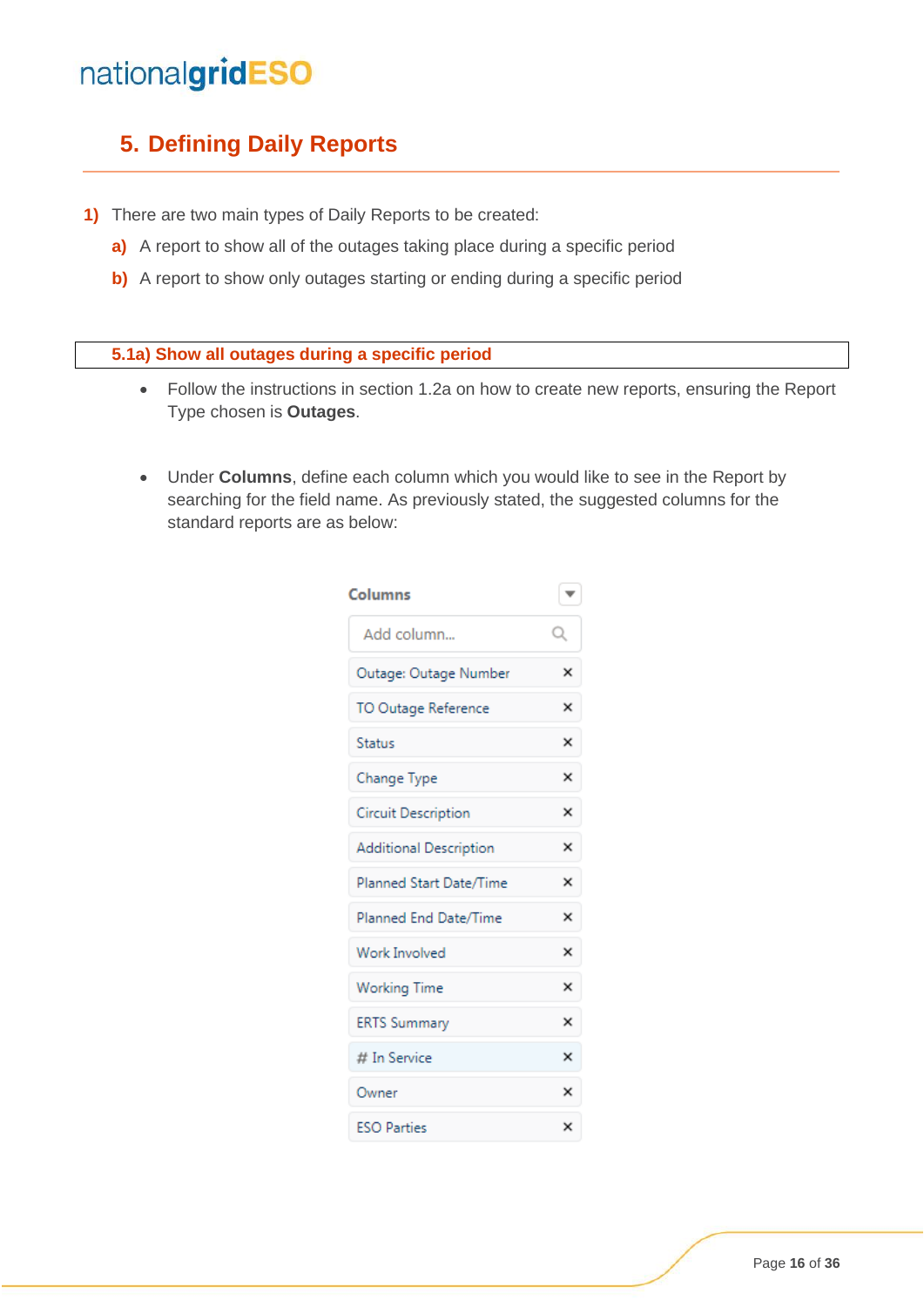# 5. Defining Daily Reports

1) There are two main types of Daily Reports to be created:
   - a) A report to show all of the outages taking place during a specific period
   - b) A report to show only outages starting or ending during a specific period

## 5.1a) Show all outages during a specific period

- Follow the instructions in section 1.2a on how to create new reports, ensuring the Report Type chosen is **Outages**.

- Under **Columns**, define each column which you would like to see in the Report by searching for the field name. As previously stated, the suggested columns for the standard reports are as below:

**Columns**

Add column...

- Outage: Outage Number
- TO Outage Reference
- Status
- Change Type
- Circuit Description
- Additional Description
- Planned Start Date/Time
- Planned End Date/Time
- Work Involved
- Working Time
- ERTS Summary
- # In Service
- Owner
- ESO Parties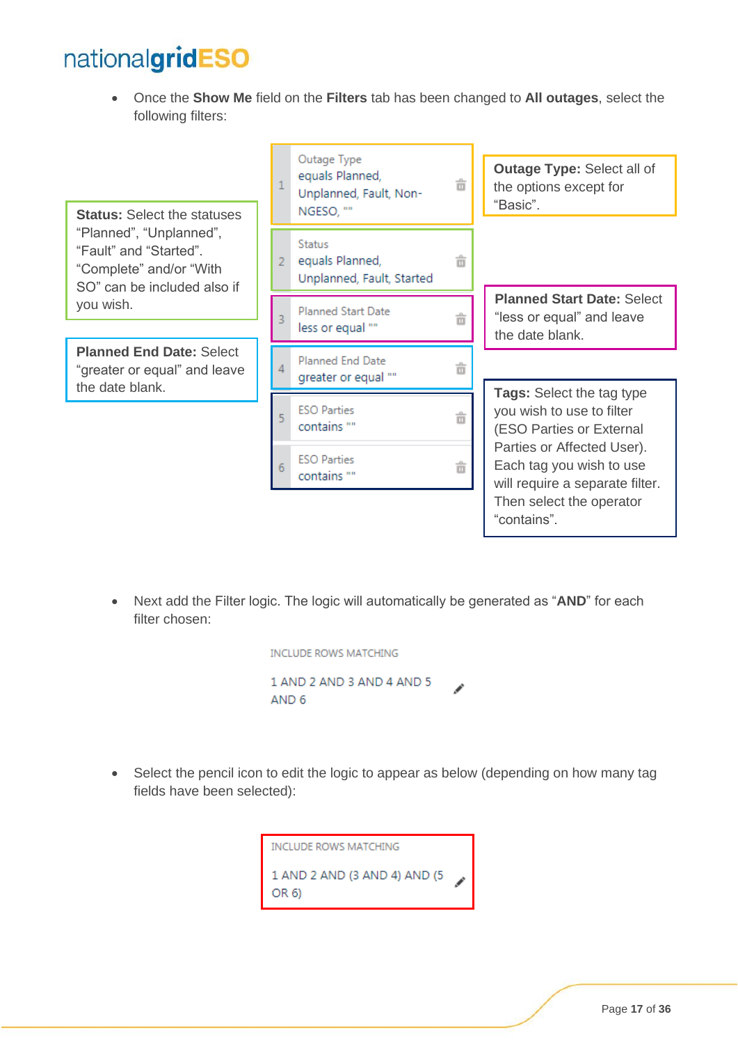- Once the **Show Me** field on the **Filters** tab has been changed to **All outages**, select the following filters:

| # | Filter | Annotation |
|---|---|---|
| 1 | Outage Type equals Planned, Unplanned, Fault, Non-NGESO, "" | **Outage Type:** Select all of the options except for "Basic". |
| 2 | Status equals Planned, Unplanned, Fault, Started | **Status:** Select the statuses "Planned", "Unplanned", "Fault" and "Started". "Complete" and/or "With SO" can be included also if you wish. |
| 3 | Planned Start Date less or equal "" | **Planned Start Date:** Select "less or equal" and leave the date blank. |
| 4 | Planned End Date greater or equal "" | **Planned End Date:** Select "greater or equal" and leave the date blank. |
| 5 | ESO Parties contains "" | **Tags:** Select the tag type you wish to use to filter (ESO Parties or External Parties or Affected User). Each tag you wish to use will require a separate filter. Then select the operator "contains". |
| 6 | ESO Parties contains "" | |

- Next add the Filter logic. The logic will automatically be generated as "**AND**" for each filter chosen:

INCLUDE ROWS MATCHING

1 AND 2 AND 3 AND 4 AND 5 AND 6

- Select the pencil icon to edit the logic to appear as below (depending on how many tag fields have been selected):

INCLUDE ROWS MATCHING

1 AND 2 AND (3 AND 4) AND (5 OR 6)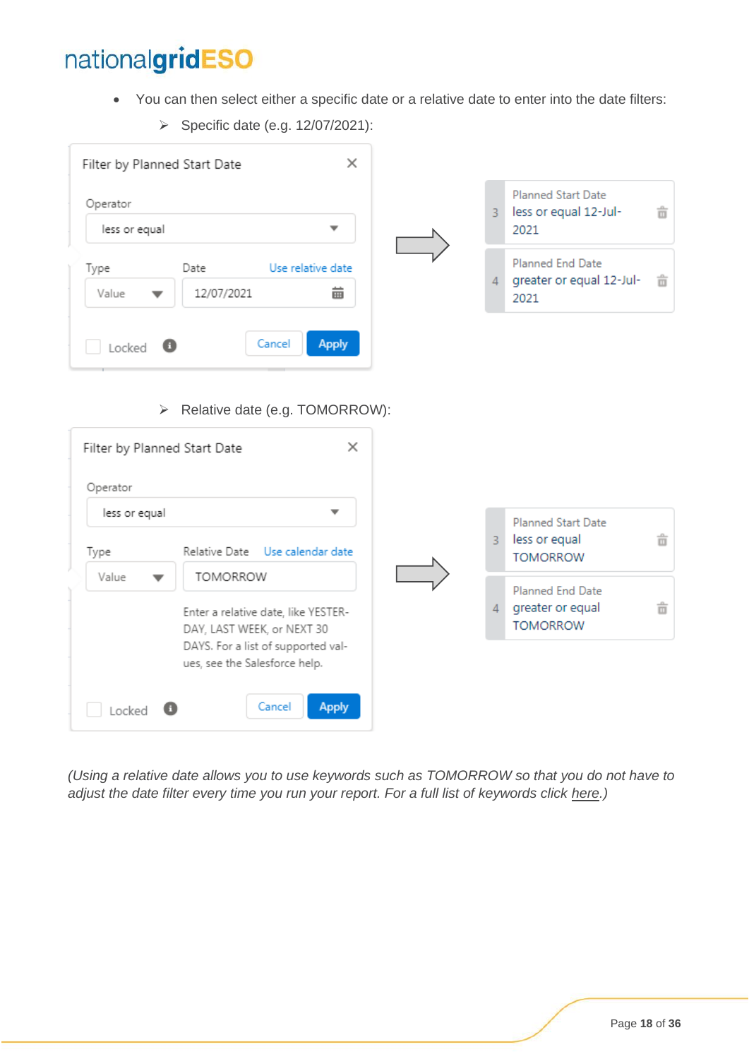- You can then select either a specific date or a relative date to enter into the date filters:
  - Specific date (e.g. 12/07/2021):

Filter by Planned Start Date

Operator: less or equal

Type: Value | Date: 12/07/2021 | Use relative date

Locked | Cancel | Apply

→

3 Planned Start Date less or equal 12-Jul-2021

4 Planned End Date greater or equal 12-Jul-2021

  - Relative date (e.g. TOMORROW):

Filter by Planned Start Date

Operator: less or equal

Type: Value | Relative Date: TOMORROW | Use calendar date

Enter a relative date, like YESTERDAY, LAST WEEK, or NEXT 30 DAYS. For a list of supported values, see the Salesforce help.

Locked | Cancel | Apply

→

3 Planned Start Date less or equal TOMORROW

4 Planned End Date greater or equal TOMORROW

*(Using a relative date allows you to use keywords such as TOMORROW so that you do not have to adjust the date filter every time you run your report. For a full list of keywords click here.)*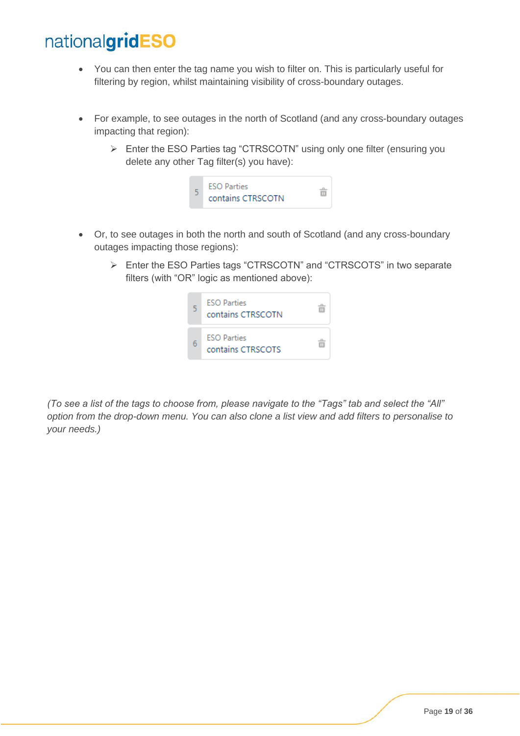- You can then enter the tag name you wish to filter on. This is particularly useful for filtering by region, whilst maintaining visibility of cross-boundary outages.

- For example, to see outages in the north of Scotland (and any cross-boundary outages impacting that region):
  - Enter the ESO Parties tag "CTRSCOTN" using only one filter (ensuring you delete any other Tag filter(s) you have):

    5 ESO Parties
    contains CTRSCOTN

- Or, to see outages in both the north and south of Scotland (and any cross-boundary outages impacting those regions):
  - Enter the ESO Parties tags "CTRSCOTN" and "CTRSCOTS" in two separate filters (with "OR" logic as mentioned above):

    5 ESO Parties
    contains CTRSCOTN

    6 ESO Parties
    contains CTRSCOTS

*(To see a list of the tags to choose from, please navigate to the "Tags" tab and select the "All" option from the drop-down menu. You can also clone a list view and add filters to personalise to your needs.)*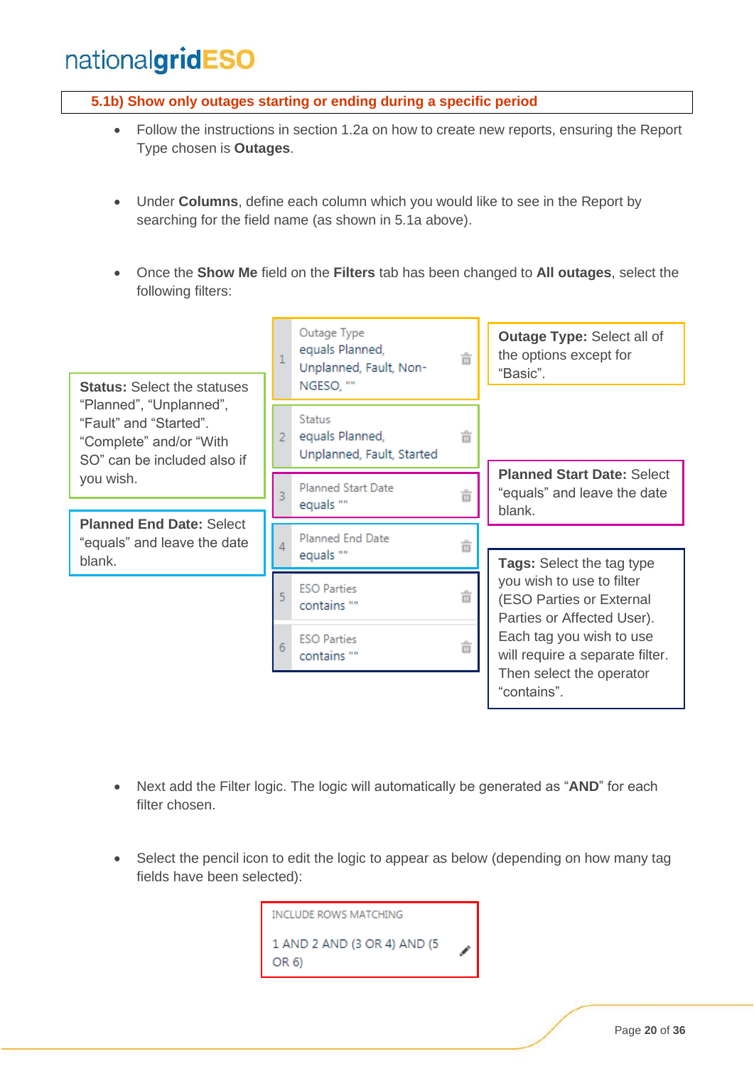## 5.1b) Show only outages starting or ending during a specific period

- Follow the instructions in section 1.2a on how to create new reports, ensuring the Report Type chosen is **Outages**.

- Under **Columns**, define each column which you would like to see in the Report by searching for the field name (as shown in 5.1a above).

- Once the **Show Me** field on the **Filters** tab has been changed to **All outages**, select the following filters:

| # | Filter |
|---|---|
| 1 | Outage Type equals Planned, Unplanned, Fault, Non-NGESO, "" |
| 2 | Status equals Planned, Unplanned, Fault, Started |
| 3 | Planned Start Date equals "" |
| 4 | Planned End Date equals "" |
| 5 | ESO Parties contains "" |
| 6 | ESO Parties contains "" |

**Outage Type:** Select all of the options except for "Basic".

**Status:** Select the statuses "Planned", "Unplanned", "Fault" and "Started". "Complete" and/or "With SO" can be included also if you wish.

**Planned Start Date:** Select "equals" and leave the date blank.

**Planned End Date:** Select "equals" and leave the date blank.

**Tags:** Select the tag type you wish to use to filter (ESO Parties or External Parties or Affected User). Each tag you wish to use will require a separate filter. Then select the operator "contains".

- Next add the Filter logic. The logic will automatically be generated as "**AND**" for each filter chosen.

- Select the pencil icon to edit the logic to appear as below (depending on how many tag fields have been selected):

INCLUDE ROWS MATCHING

1 AND 2 AND (3 OR 4) AND (5 OR 6)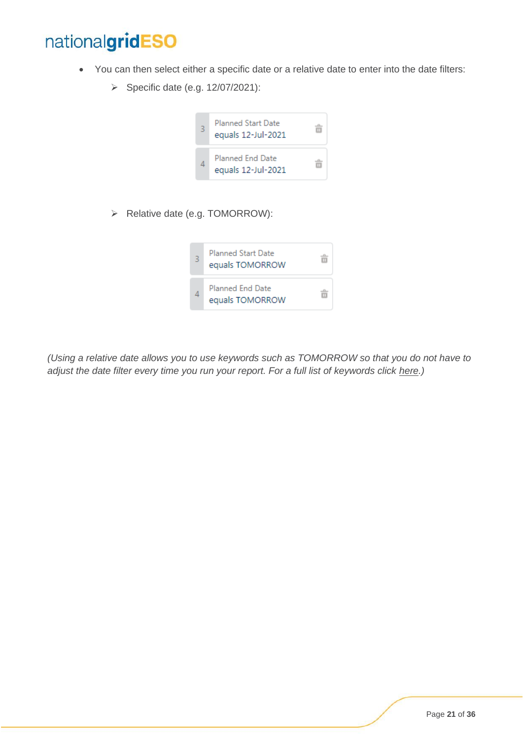- You can then select either a specific date or a relative date to enter into the date filters:
    - Specific date (e.g. 12/07/2021):

| | |
|---|---|
| 3 | Planned Start Date<br>equals 12-Jul-2021 |
| 4 | Planned End Date<br>equals 12-Jul-2021 |

    - Relative date (e.g. TOMORROW):

| | |
|---|---|
| 3 | Planned Start Date<br>equals TOMORROW |
| 4 | Planned End Date<br>equals TOMORROW |

*(Using a relative date allows you to use keywords such as TOMORROW so that you do not have to adjust the date filter every time you run your report. For a full list of keywords click here.)*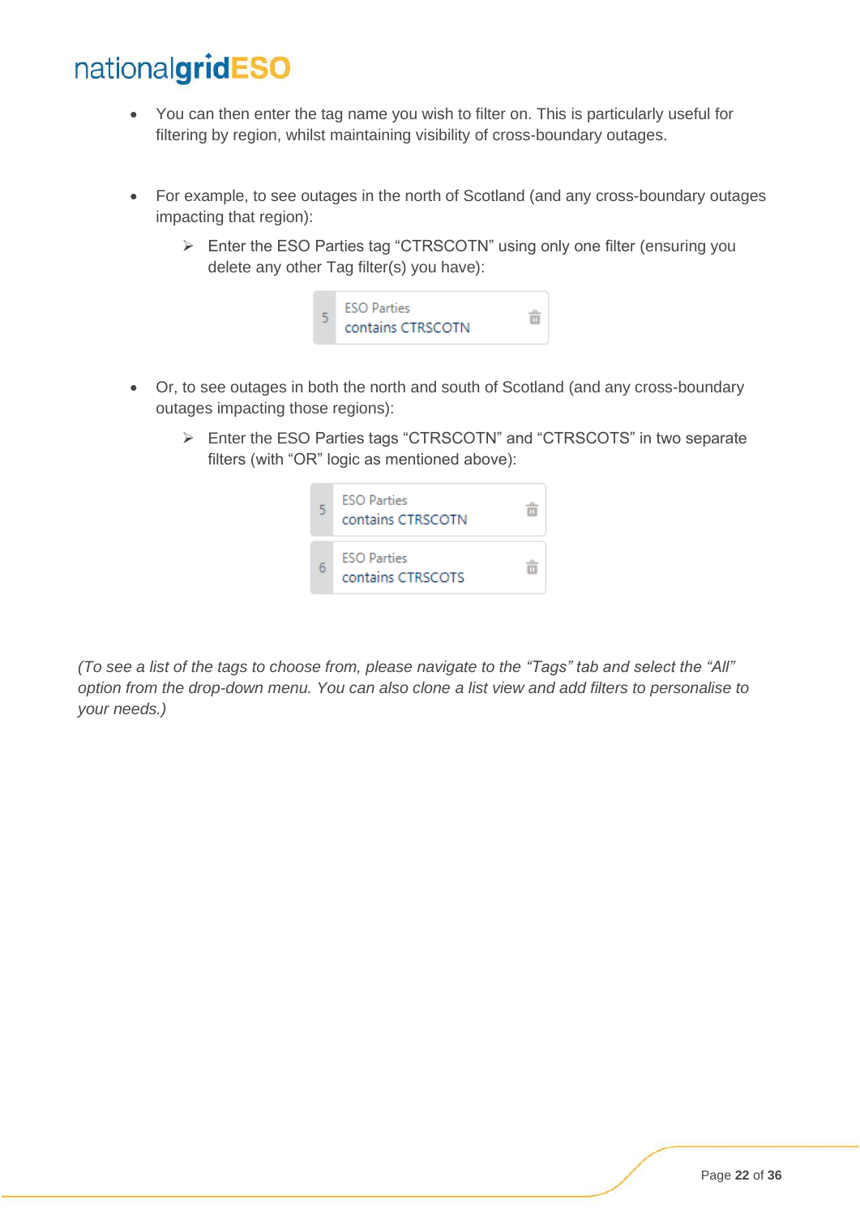- You can then enter the tag name you wish to filter on. This is particularly useful for filtering by region, whilst maintaining visibility of cross-boundary outages.

- For example, to see outages in the north of Scotland (and any cross-boundary outages impacting that region):
  - Enter the ESO Parties tag "CTRSCOTN" using only one filter (ensuring you delete any other Tag filter(s) you have):

    5 ESO Parties contains CTRSCOTN

- Or, to see outages in both the north and south of Scotland (and any cross-boundary outages impacting those regions):
  - Enter the ESO Parties tags "CTRSCOTN" and "CTRSCOTS" in two separate filters (with "OR" logic as mentioned above):

    5 ESO Parties contains CTRSCOTN

    6 ESO Parties contains CTRSCOTS

*(To see a list of the tags to choose from, please navigate to the "Tags" tab and select the "All" option from the drop-down menu. You can also clone a list view and add filters to personalise to your needs.)*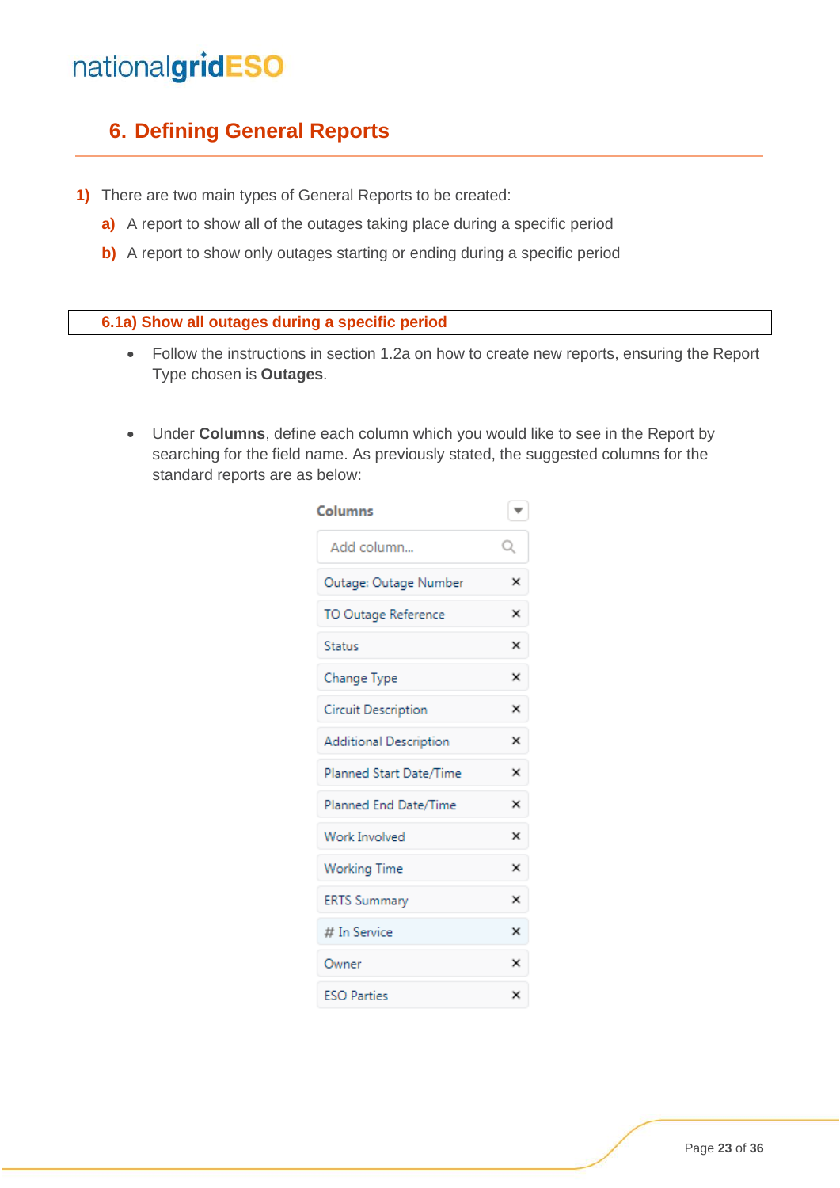## 6. Defining General Reports

1) There are two main types of General Reports to be created:
   - a) A report to show all of the outages taking place during a specific period
   - b) A report to show only outages starting or ending during a specific period

### 6.1a) Show all outages during a specific period

- Follow the instructions in section 1.2a on how to create new reports, ensuring the Report Type chosen is **Outages**.

- Under **Columns**, define each column which you would like to see in the Report by searching for the field name. As previously stated, the suggested columns for the standard reports are as below:

**Columns**

Add column...

- Outage: Outage Number
- TO Outage Reference
- Status
- Change Type
- Circuit Description
- Additional Description
- Planned Start Date/Time
- Planned End Date/Time
- Work Involved
- Working Time
- ERTS Summary
- # In Service
- Owner
- ESO Parties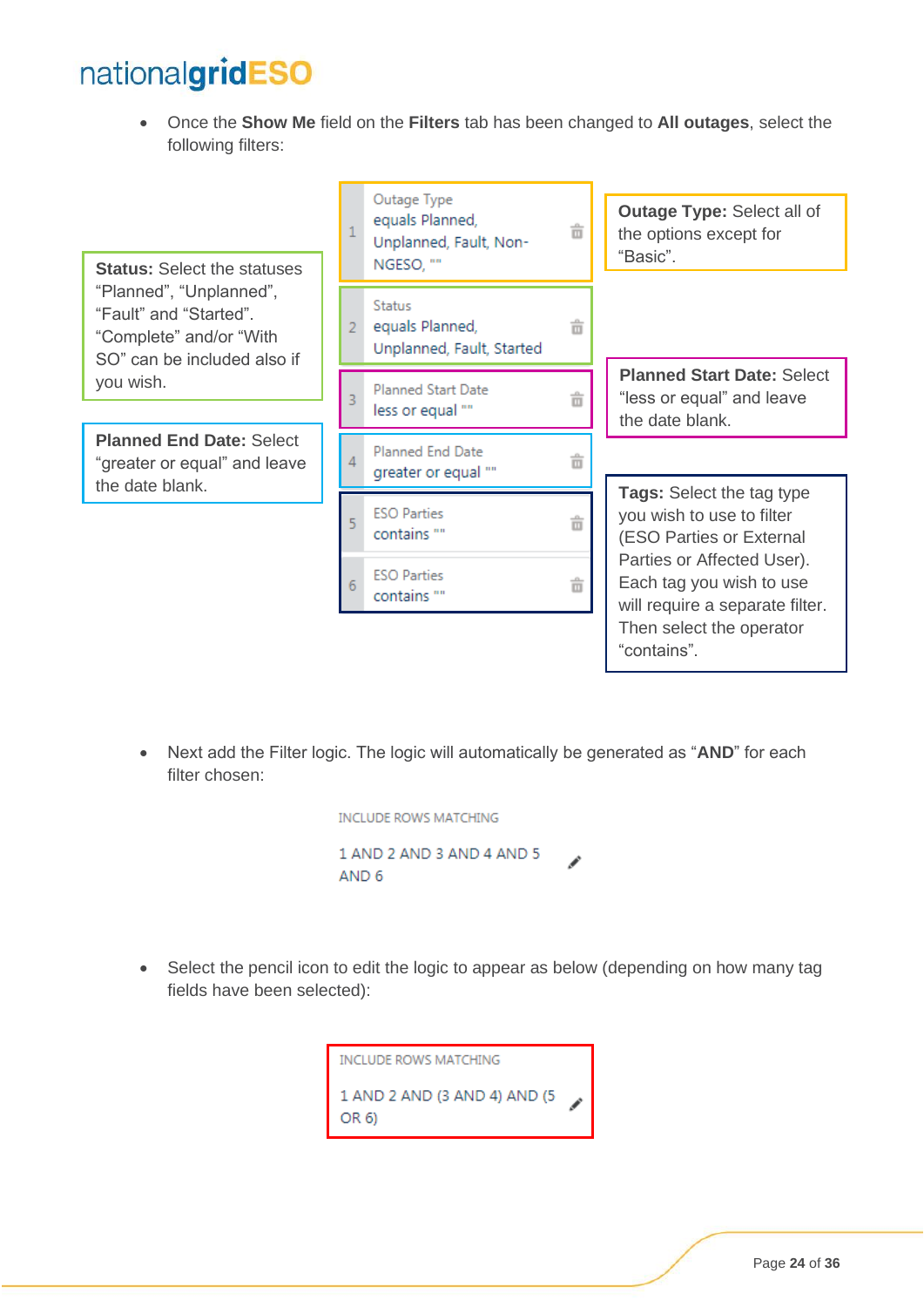- Once the **Show Me** field on the **Filters** tab has been changed to **All outages**, select the following filters:

| # | Filter |
|---|---|
| 1 | Outage Type equals Planned, Unplanned, Fault, Non-NGESO, "" |
| 2 | Status equals Planned, Unplanned, Fault, Started |
| 3 | Planned Start Date less or equal "" |
| 4 | Planned End Date greater or equal "" |
| 5 | ESO Parties contains "" |
| 6 | ESO Parties contains "" |

**Outage Type:** Select all of the options except for "Basic".

**Status:** Select the statuses "Planned", "Unplanned", "Fault" and "Started". "Complete" and/or "With SO" can be included also if you wish.

**Planned Start Date:** Select "less or equal" and leave the date blank.

**Planned End Date:** Select "greater or equal" and leave the date blank.

**Tags:** Select the tag type you wish to use to filter (ESO Parties or External Parties or Affected User). Each tag you wish to use will require a separate filter. Then select the operator "contains".

- Next add the Filter logic. The logic will automatically be generated as "**AND**" for each filter chosen:

INCLUDE ROWS MATCHING

1 AND 2 AND 3 AND 4 AND 5 AND 6

- Select the pencil icon to edit the logic to appear as below (depending on how many tag fields have been selected):

INCLUDE ROWS MATCHING

1 AND 2 AND (3 AND 4) AND (5 OR 6)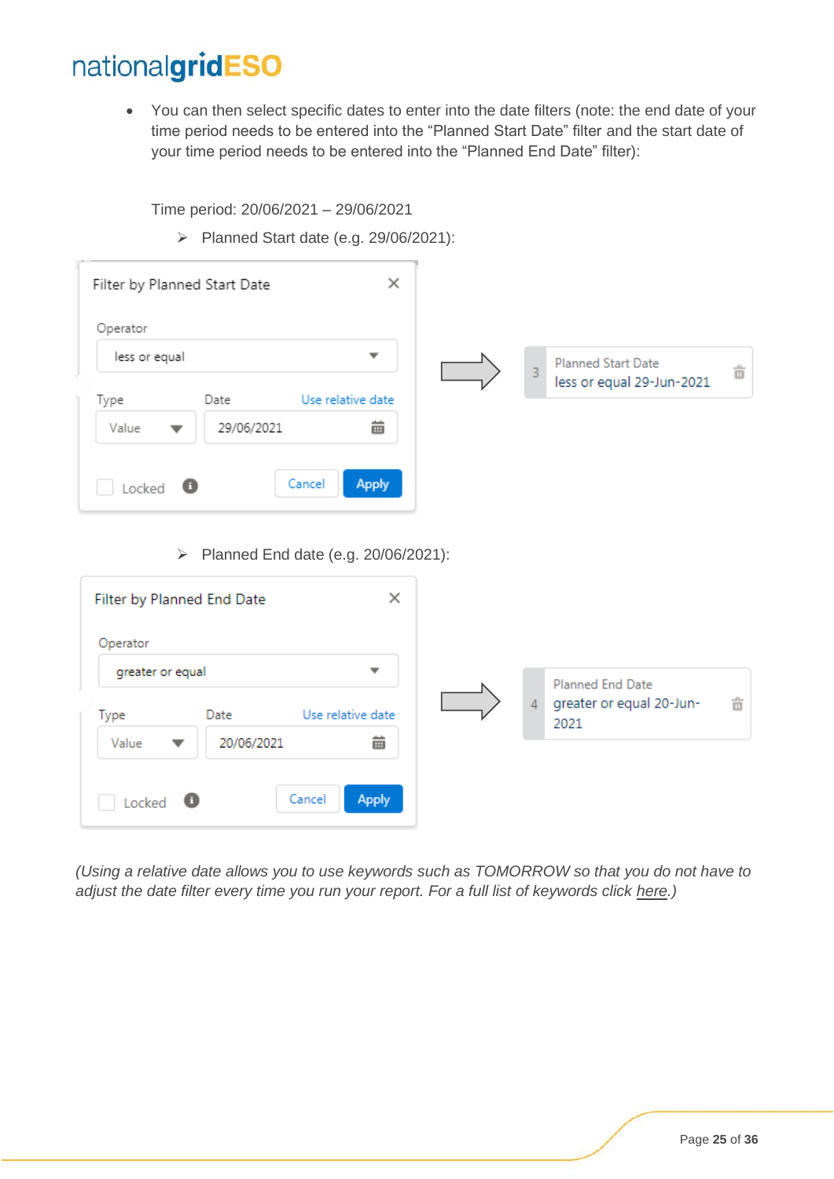- You can then select specific dates to enter into the date filters (note: the end date of your time period needs to be entered into the "Planned Start Date" filter and the start date of your time period needs to be entered into the "Planned End Date" filter):

Time period: 20/06/2021 – 29/06/2021

- ➢ Planned Start date (e.g. 29/06/2021):

Filter by Planned Start Date

Operator: less or equal

Type: Value | Date: 29/06/2021 | Use relative date

Locked | Cancel | Apply

3 Planned Start Date
less or equal 29-Jun-2021

- ➢ Planned End date (e.g. 20/06/2021):

Filter by Planned End Date

Operator: greater or equal

Type: Value | Date: 20/06/2021 | Use relative date

Locked | Cancel | Apply

4 Planned End Date
greater or equal 20-Jun-2021

*(Using a relative date allows you to use keywords such as TOMORROW so that you do not have to adjust the date filter every time you run your report. For a full list of keywords click here.)*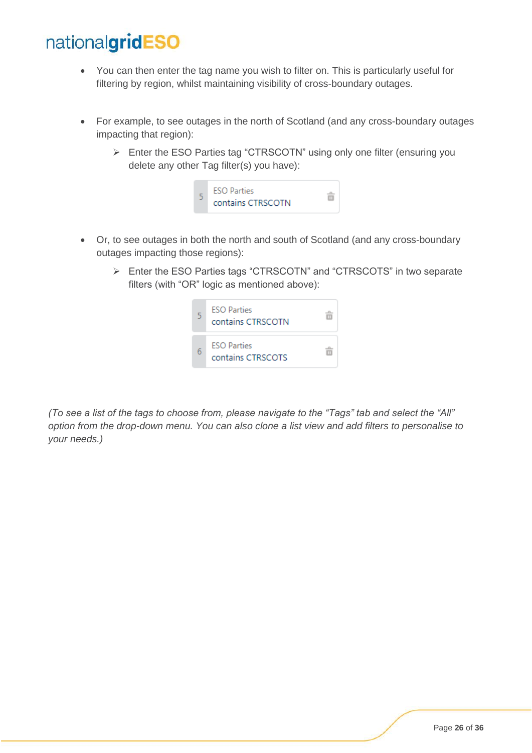- You can then enter the tag name you wish to filter on. This is particularly useful for filtering by region, whilst maintaining visibility of cross-boundary outages.

- For example, to see outages in the north of Scotland (and any cross-boundary outages impacting that region):
  - Enter the ESO Parties tag "CTRSCOTN" using only one filter (ensuring you delete any other Tag filter(s) you have):

    5 ESO Parties
    contains CTRSCOTN

- Or, to see outages in both the north and south of Scotland (and any cross-boundary outages impacting those regions):
  - Enter the ESO Parties tags "CTRSCOTN" and "CTRSCOTS" in two separate filters (with "OR" logic as mentioned above):

    5 ESO Parties
    contains CTRSCOTN

    6 ESO Parties
    contains CTRSCOTS

*(To see a list of the tags to choose from, please navigate to the "Tags" tab and select the "All" option from the drop-down menu. You can also clone a list view and add filters to personalise to your needs.)*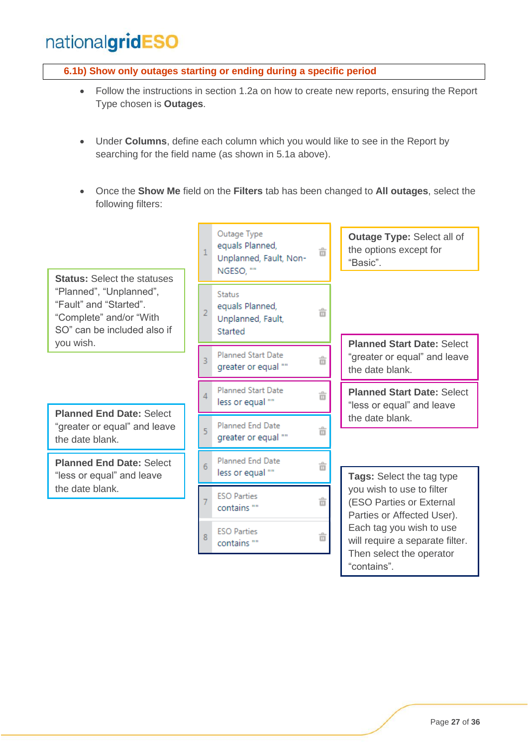### 6.1b) Show only outages starting or ending during a specific period

- Follow the instructions in section 1.2a on how to create new reports, ensuring the Report Type chosen is **Outages**.

- Under **Columns**, define each column which you would like to see in the Report by searching for the field name (as shown in 5.1a above).

- Once the **Show Me** field on the **Filters** tab has been changed to **All outages**, select the following filters:

| # | Filter | Instruction |
|---|---|---|
| 1 | Outage Type equals Planned, Unplanned, Fault, Non-NGESO, "" | **Outage Type:** Select all of the options except for "Basic". |
| 2 | Status equals Planned, Unplanned, Fault, Started | **Status:** Select the statuses "Planned", "Unplanned", "Fault" and "Started". "Complete" and/or "With SO" can be included also if you wish. |
| 3 | Planned Start Date greater or equal "" | **Planned Start Date:** Select "greater or equal" and leave the date blank. |
| 4 | Planned Start Date less or equal "" | **Planned Start Date:** Select "less or equal" and leave the date blank. |
| 5 | Planned End Date greater or equal "" | **Planned End Date:** Select "greater or equal" and leave the date blank. |
| 6 | Planned End Date less or equal "" | **Planned End Date:** Select "less or equal" and leave the date blank. |
| 7 | ESO Parties contains "" | **Tags:** Select the tag type you wish to use to filter (ESO Parties or External Parties or Affected User). Each tag you wish to use will require a separate filter. Then select the operator "contains". |
| 8 | ESO Parties contains "" | |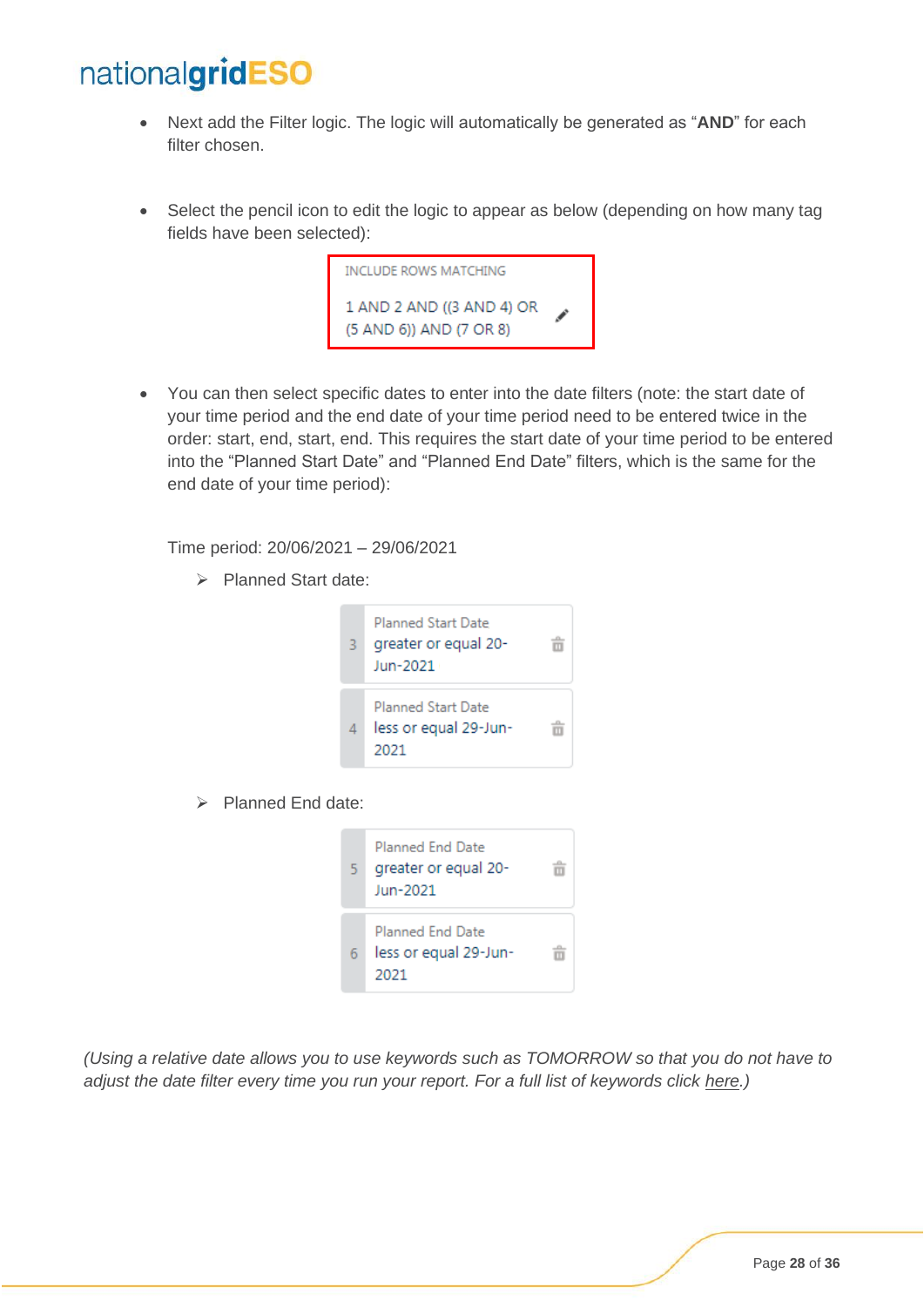- Next add the Filter logic. The logic will automatically be generated as "**AND**" for each filter chosen.

- Select the pencil icon to edit the logic to appear as below (depending on how many tag fields have been selected):

INCLUDE ROWS MATCHING

1 AND 2 AND ((3 AND 4) OR (5 AND 6)) AND (7 OR 8)

- You can then select specific dates to enter into the date filters (note: the start date of your time period and the end date of your time period need to be entered twice in the order: start, end, start, end. This requires the start date of your time period to be entered into the "Planned Start Date" and "Planned End Date" filters, which is the same for the end date of your time period):

Time period: 20/06/2021 – 29/06/2021

- Planned Start date:

  3 Planned Start Date greater or equal 20-Jun-2021

  4 Planned Start Date less or equal 29-Jun-2021

- Planned End date:

  5 Planned End Date greater or equal 20-Jun-2021

  6 Planned End Date less or equal 29-Jun-2021

*(Using a relative date allows you to use keywords such as TOMORROW so that you do not have to adjust the date filter every time you run your report. For a full list of keywords click here.)*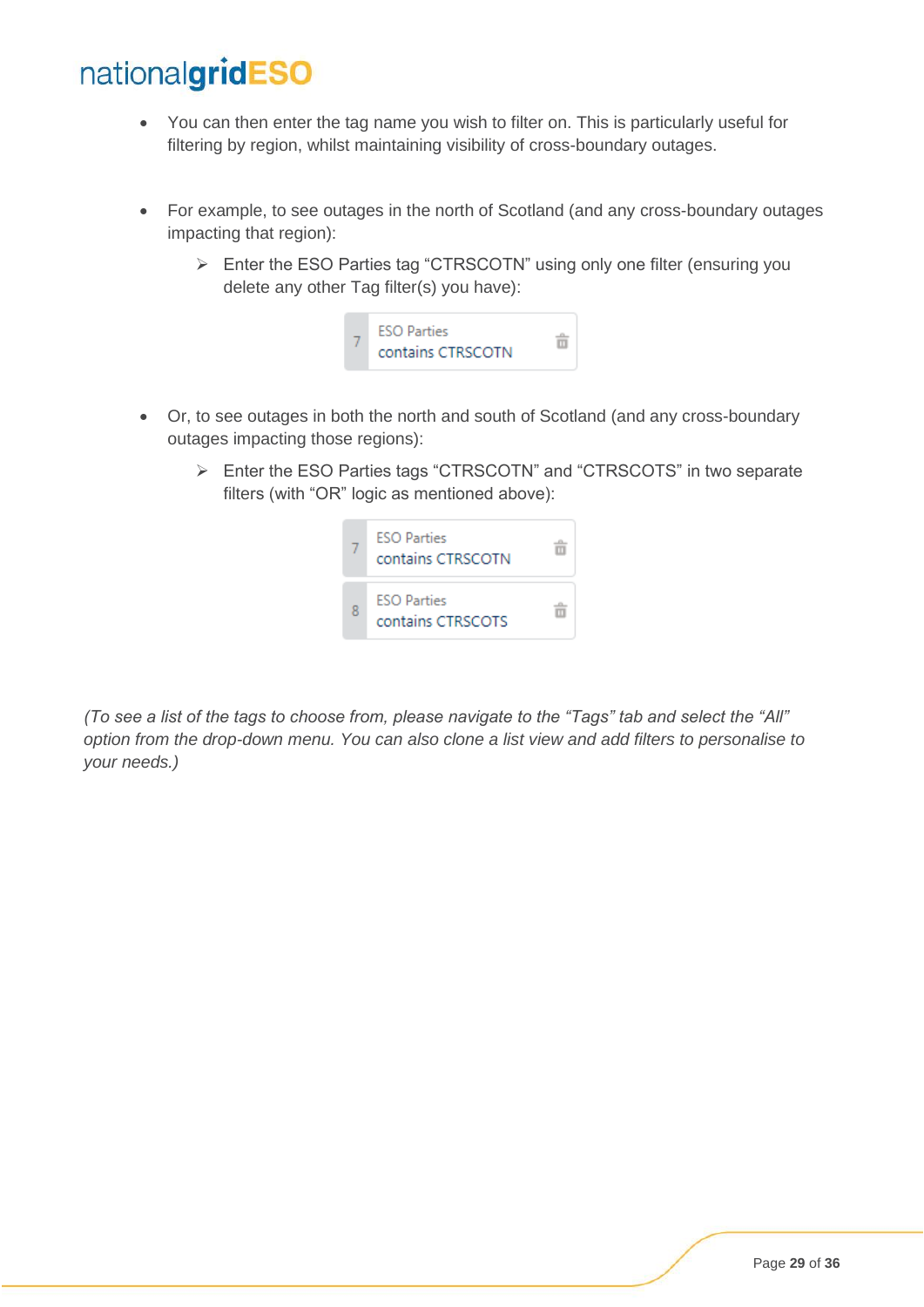- You can then enter the tag name you wish to filter on. This is particularly useful for filtering by region, whilst maintaining visibility of cross-boundary outages.

- For example, to see outages in the north of Scotland (and any cross-boundary outages impacting that region):
  - Enter the ESO Parties tag "CTRSCOTN" using only one filter (ensuring you delete any other Tag filter(s) you have):

    7 ESO Parties
    contains CTRSCOTN

- Or, to see outages in both the north and south of Scotland (and any cross-boundary outages impacting those regions):
  - Enter the ESO Parties tags "CTRSCOTN" and "CTRSCOTS" in two separate filters (with "OR" logic as mentioned above):

    7 ESO Parties
    contains CTRSCOTN

    8 ESO Parties
    contains CTRSCOTS

*(To see a list of the tags to choose from, please navigate to the "Tags" tab and select the "All" option from the drop-down menu. You can also clone a list view and add filters to personalise to your needs.)*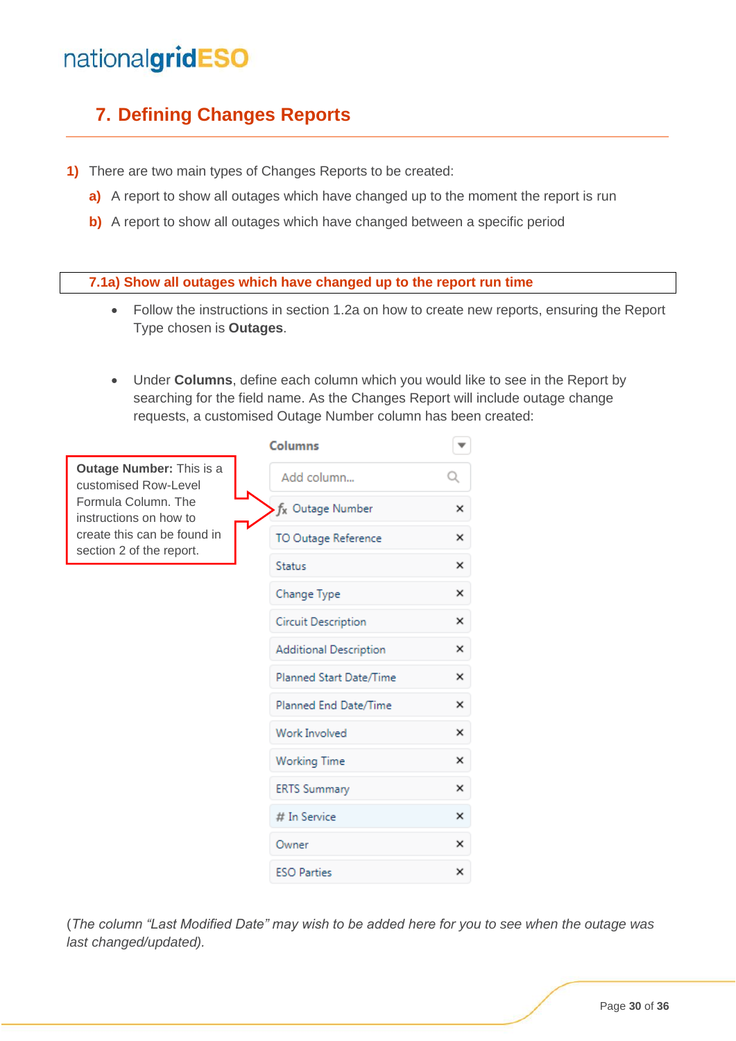## 7. Defining Changes Reports

**1)** There are two main types of Changes Reports to be created:

**a)** A report to show all outages which have changed up to the moment the report is run

**b)** A report to show all outages which have changed between a specific period

### 7.1a) Show all outages which have changed up to the report run time

- Follow the instructions in section 1.2a on how to create new reports, ensuring the Report Type chosen is **Outages**.

- Under **Columns**, define each column which you would like to see in the Report by searching for the field name. As the Changes Report will include outage change requests, a customised Outage Number column has been created:

**Outage Number:** This is a customised Row-Level Formula Column. The instructions on how to create this can be found in section 2 of the report.

**Columns**

Add column...

- fx Outage Number
- TO Outage Reference
- Status
- Change Type
- Circuit Description
- Additional Description
- Planned Start Date/Time
- Planned End Date/Time
- Work Involved
- Working Time
- ERTS Summary
- # In Service
- Owner
- ESO Parties

(*The column "Last Modified Date" may wish to be added here for you to see when the outage was last changed/updated*).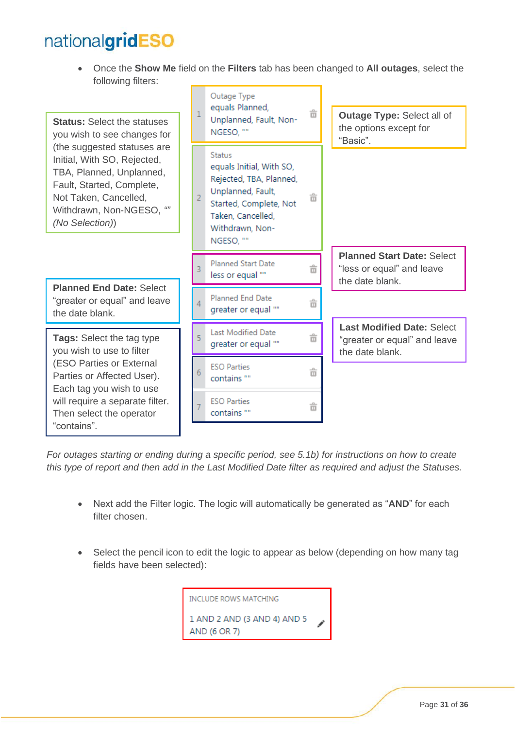- Once the **Show Me** field on the **Filters** tab has been changed to **All outages**, select the following filters:

**Status:** Select the statuses you wish to see changes for (the suggested statuses are Initial, With SO, Rejected, TBA, Planned, Unplanned, Fault, Started, Complete, Not Taken, Cancelled, Withdrawn, Non-NGESO, “” *(No Selection)*)

| # | Filter |
|---|---|
| 1 | Outage Type equals Planned, Unplanned, Fault, Non-NGESO, "" |
| 2 | Status equals Initial, With SO, Rejected, TBA, Planned, Unplanned, Fault, Started, Complete, Not Taken, Cancelled, Withdrawn, Non-NGESO, "" |
| 3 | Planned Start Date less or equal "" |
| 4 | Planned End Date greater or equal "" |
| 5 | Last Modified Date greater or equal "" |
| 6 | ESO Parties contains "" |
| 7 | ESO Parties contains "" |

**Outage Type:** Select all of the options except for “Basic”.

**Planned Start Date:** Select “less or equal” and leave the date blank.

**Planned End Date:** Select “greater or equal” and leave the date blank.

**Last Modified Date:** Select “greater or equal” and leave the date blank.

**Tags:** Select the tag type you wish to use to filter (ESO Parties or External Parties or Affected User). Each tag you wish to use will require a separate filter. Then select the operator “contains”.

*For outages starting or ending during a specific period, see 5.1b) for instructions on how to create this type of report and then add in the Last Modified Date filter as required and adjust the Statuses.*

- Next add the Filter logic. The logic will automatically be generated as “**AND**” for each filter chosen.

- Select the pencil icon to edit the logic to appear as below (depending on how many tag fields have been selected):

INCLUDE ROWS MATCHING

1 AND 2 AND (3 AND 4) AND 5 AND (6 OR 7)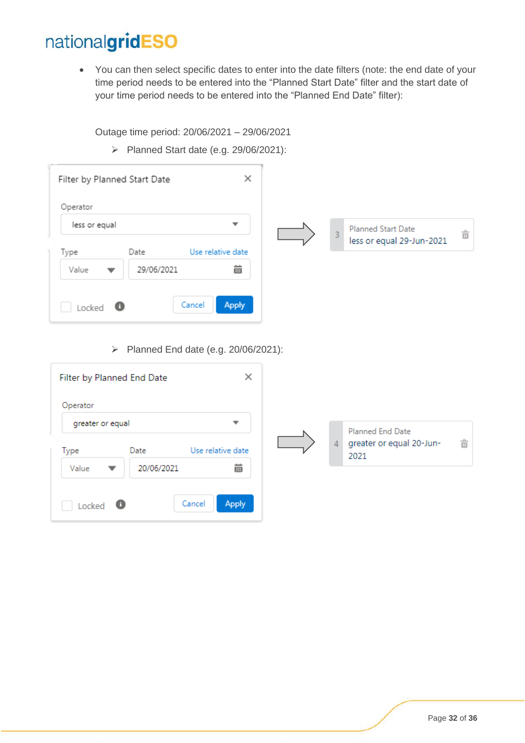- You can then select specific dates to enter into the date filters (note: the end date of your time period needs to be entered into the “Planned Start Date” filter and the start date of your time period needs to be entered into the “Planned End Date” filter):

Outage time period: 20/06/2021 – 29/06/2021

- Planned Start date (e.g. 29/06/2021):

Filter by Planned Start Date

Operator

less or equal

Type | Date | Use relative date

Value | 29/06/2021

Locked | Cancel | Apply

3 Planned Start Date
less or equal 29-Jun-2021

- Planned End date (e.g. 20/06/2021):

Filter by Planned End Date

Operator

greater or equal

Type | Date | Use relative date

Value | 20/06/2021

Locked | Cancel | Apply

4 Planned End Date
greater or equal 20-Jun-2021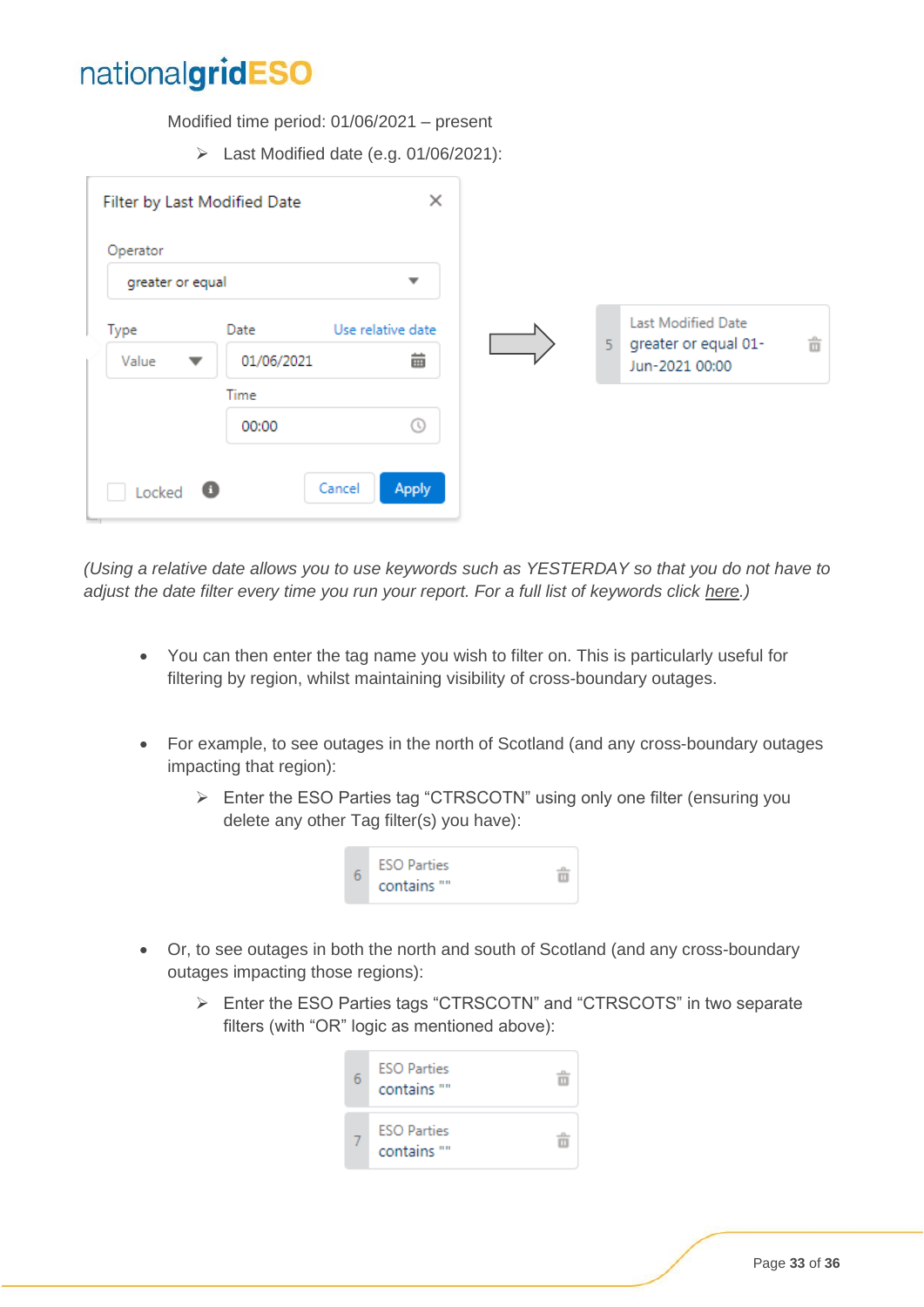Modified time period: 01/06/2021 – present

- Last Modified date (e.g. 01/06/2021):

Filter by Last Modified Date

Operator

greater or equal

Type | Date | Use relative date

Value | 01/06/2021

Time

00:00

Locked | Cancel | Apply

5 Last Modified Date
greater or equal 01-Jun-2021 00:00

*(Using a relative date allows you to use keywords such as YESTERDAY so that you do not have to adjust the date filter every time you run your report. For a full list of keywords click here.)*

- You can then enter the tag name you wish to filter on. This is particularly useful for filtering by region, whilst maintaining visibility of cross-boundary outages.

- For example, to see outages in the north of Scotland (and any cross-boundary outages impacting that region):
  - Enter the ESO Parties tag “CTRSCOTN” using only one filter (ensuring you delete any other Tag filter(s) you have):

6 ESO Parties
contains ""

- Or, to see outages in both the north and south of Scotland (and any cross-boundary outages impacting those regions):
  - Enter the ESO Parties tags “CTRSCOTN” and “CTRSCOTS” in two separate filters (with “OR” logic as mentioned above):

6 ESO Parties
contains ""

7 ESO Parties
contains ""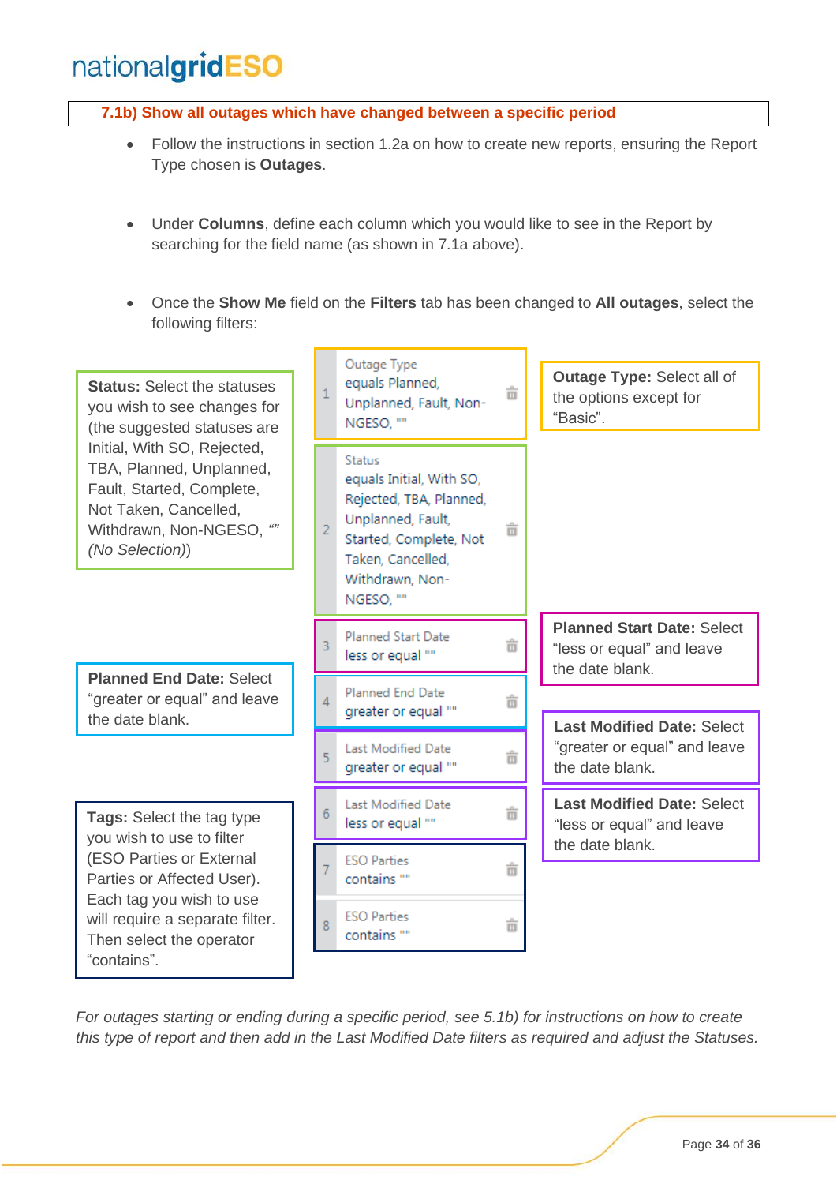### 7.1b) Show all outages which have changed between a specific period

- Follow the instructions in section 1.2a on how to create new reports, ensuring the Report Type chosen is **Outages**.

- Under **Columns**, define each column which you would like to see in the Report by searching for the field name (as shown in 7.1a above).

- Once the **Show Me** field on the **Filters** tab has been changed to **All outages**, select the following filters:

| # | Filter | Instruction |
|---|---|---|
| 1 | Outage Type equals Planned, Unplanned, Fault, Non-NGESO, "" | **Outage Type:** Select all of the options except for "Basic". |
| 2 | Status equals Initial, With SO, Rejected, TBA, Planned, Unplanned, Fault, Started, Complete, Not Taken, Cancelled, Withdrawn, Non-NGESO, "" | **Status:** Select the statuses you wish to see changes for (the suggested statuses are Initial, With SO, Rejected, TBA, Planned, Unplanned, Fault, Started, Complete, Not Taken, Cancelled, Withdrawn, Non-NGESO, *"" (No Selection)*) |
| 3 | Planned Start Date less or equal "" | **Planned Start Date:** Select "less or equal" and leave the date blank. |
| 4 | Planned End Date greater or equal "" | **Planned End Date:** Select "greater or equal" and leave the date blank. |
| 5 | Last Modified Date greater or equal "" | **Last Modified Date:** Select "greater or equal" and leave the date blank. |
| 6 | Last Modified Date less or equal "" | **Last Modified Date:** Select "less or equal" and leave the date blank. |
| 7 | ESO Parties contains "" | **Tags:** Select the tag type you wish to use to filter (ESO Parties or External Parties or Affected User). Each tag you wish to use will require a separate filter. Then select the operator "contains". |
| 8 | ESO Parties contains "" | |

*For outages starting or ending during a specific period, see 5.1b) for instructions on how to create this type of report and then add in the Last Modified Date filters as required and adjust the Statuses.*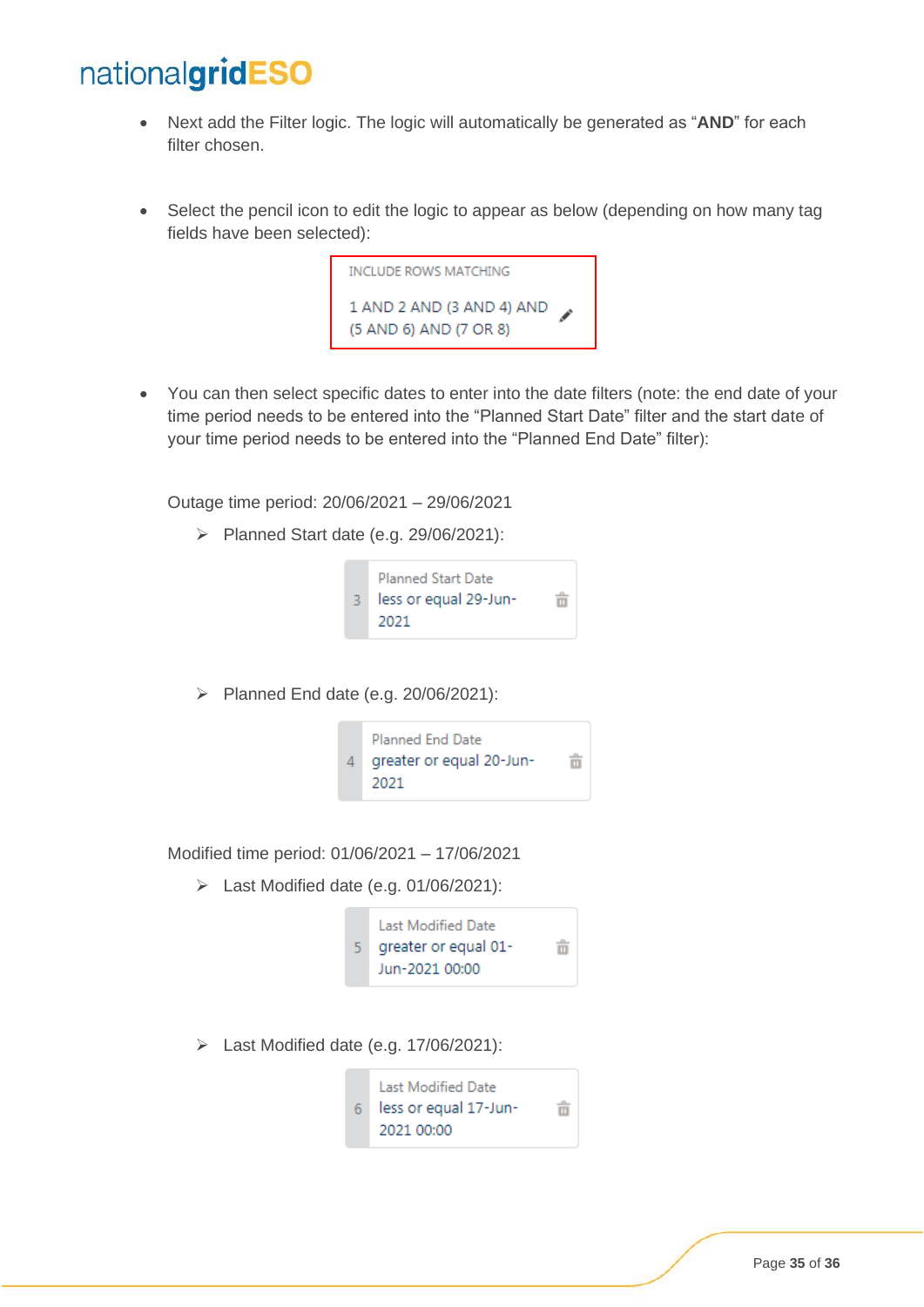- Next add the Filter logic. The logic will automatically be generated as “**AND**” for each filter chosen.

- Select the pencil icon to edit the logic to appear as below (depending on how many tag fields have been selected):

  INCLUDE ROWS MATCHING

  1 AND 2 AND (3 AND 4) AND (5 AND 6) AND (7 OR 8)

- You can then select specific dates to enter into the date filters (note: the end date of your time period needs to be entered into the “Planned Start Date” filter and the start date of your time period needs to be entered into the “Planned End Date” filter):

Outage time period: 20/06/2021 – 29/06/2021

- ➢ Planned Start date (e.g. 29/06/2021):

  3 | Planned Start Date
  less or equal 29-Jun-2021

- ➢ Planned End date (e.g. 20/06/2021):

  4 | Planned End Date
  greater or equal 20-Jun-2021

Modified time period: 01/06/2021 – 17/06/2021

- ➢ Last Modified date (e.g. 01/06/2021):

  5 | Last Modified Date
  greater or equal 01-Jun-2021 00:00

- ➢ Last Modified date (e.g. 17/06/2021):

  6 | Last Modified Date
  less or equal 17-Jun-2021 00:00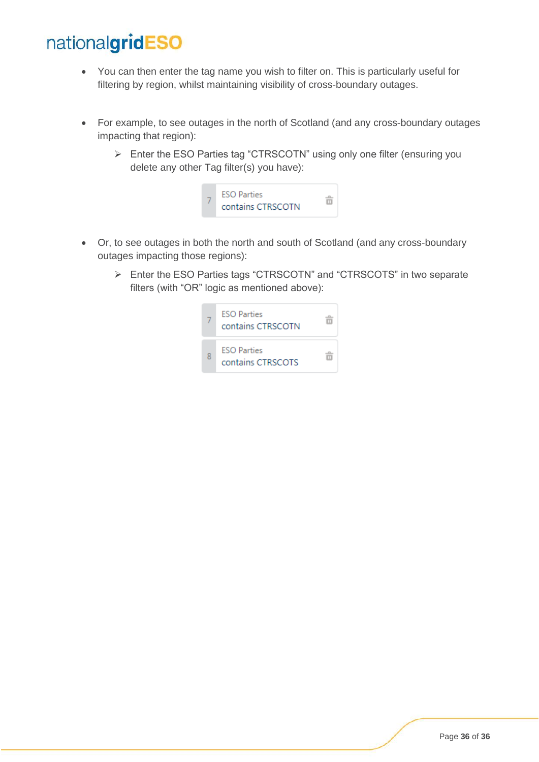- You can then enter the tag name you wish to filter on. This is particularly useful for filtering by region, whilst maintaining visibility of cross-boundary outages.

- For example, to see outages in the north of Scotland (and any cross-boundary outages impacting that region):
  - Enter the ESO Parties tag “CTRSCOTN” using only one filter (ensuring you delete any other Tag filter(s) you have):

    7 ESO Parties
    contains CTRSCOTN

- Or, to see outages in both the north and south of Scotland (and any cross-boundary outages impacting those regions):
  - Enter the ESO Parties tags “CTRSCOTN” and “CTRSCOTS” in two separate filters (with “OR” logic as mentioned above):

    7 ESO Parties
    contains CTRSCOTN

    8 ESO Parties
    contains CTRSCOTS